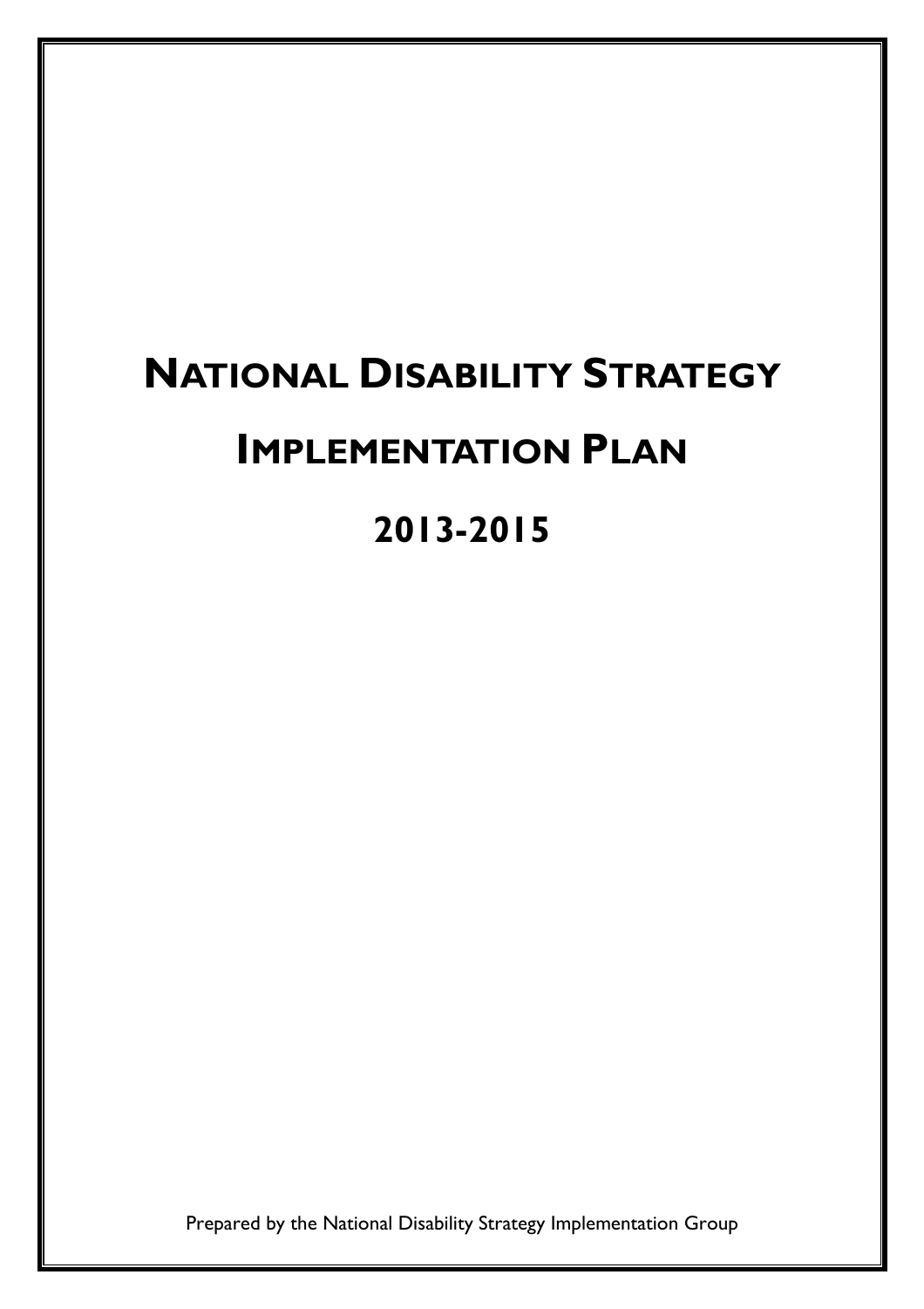# National Disability Strategy

# Implementation Plan

# 2013-2015

Prepared by the National Disability Strategy Implementation Group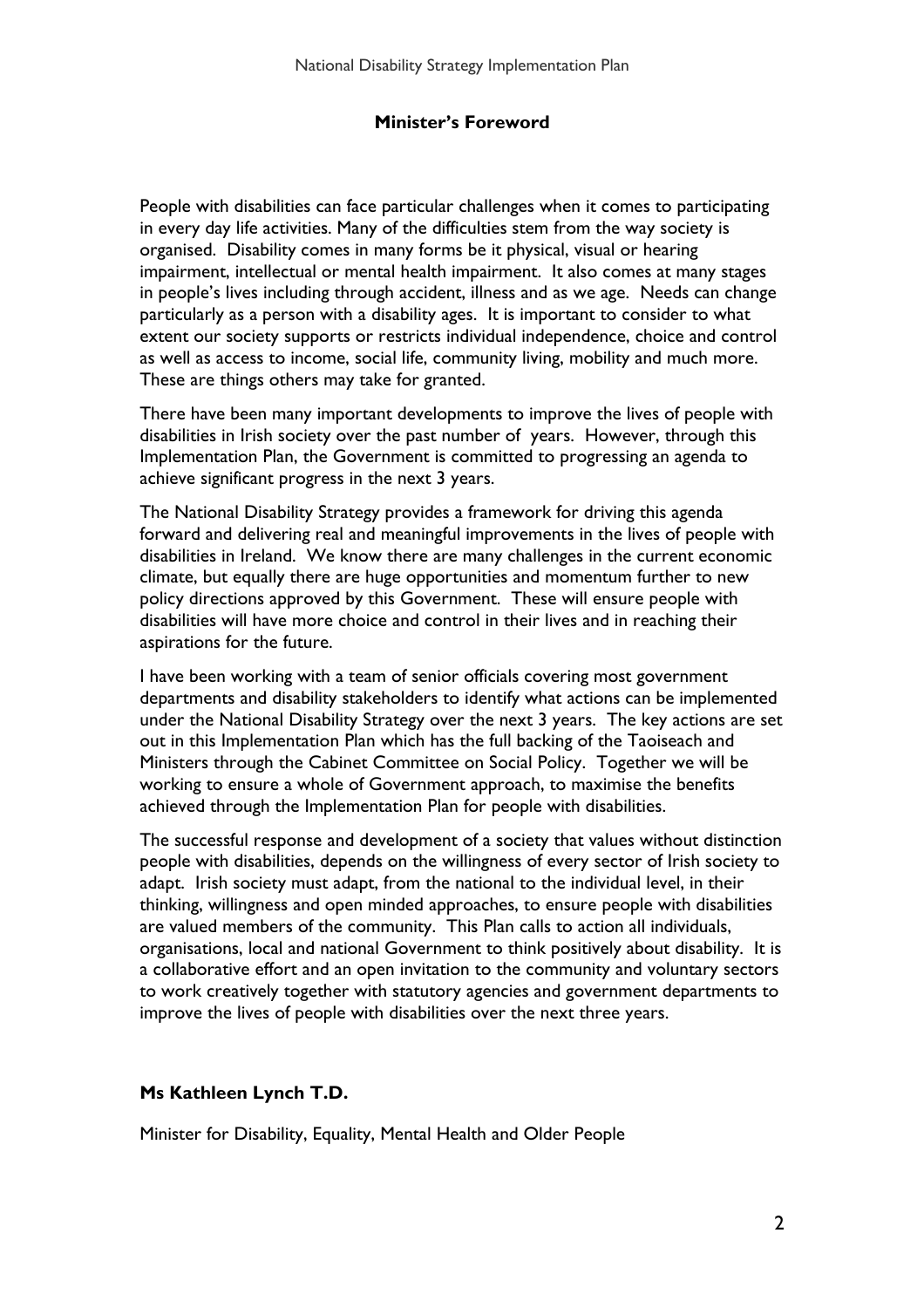## Minister's Foreword

People with disabilities can face particular challenges when it comes to participating in every day life activities. Many of the difficulties stem from the way society is organised. Disability comes in many forms be it physical, visual or hearing impairment, intellectual or mental health impairment. It also comes at many stages in people's lives including through accident, illness and as we age. Needs can change particularly as a person with a disability ages. It is important to consider to what extent our society supports or restricts individual independence, choice and control as well as access to income, social life, community living, mobility and much more. These are things others may take for granted.

There have been many important developments to improve the lives of people with disabilities in Irish society over the past number of years. However, through this Implementation Plan, the Government is committed to progressing an agenda to achieve significant progress in the next 3 years.

The National Disability Strategy provides a framework for driving this agenda forward and delivering real and meaningful improvements in the lives of people with disabilities in Ireland. We know there are many challenges in the current economic climate, but equally there are huge opportunities and momentum further to new policy directions approved by this Government. These will ensure people with disabilities will have more choice and control in their lives and in reaching their aspirations for the future.

I have been working with a team of senior officials covering most government departments and disability stakeholders to identify what actions can be implemented under the National Disability Strategy over the next 3 years. The key actions are set out in this Implementation Plan which has the full backing of the Taoiseach and Ministers through the Cabinet Committee on Social Policy. Together we will be working to ensure a whole of Government approach, to maximise the benefits achieved through the Implementation Plan for people with disabilities.

The successful response and development of a society that values without distinction people with disabilities, depends on the willingness of every sector of Irish society to adapt. Irish society must adapt, from the national to the individual level, in their thinking, willingness and open minded approaches, to ensure people with disabilities are valued members of the community. This Plan calls to action all individuals, organisations, local and national Government to think positively about disability. It is a collaborative effort and an open invitation to the community and voluntary sectors to work creatively together with statutory agencies and government departments to improve the lives of people with disabilities over the next three years.

**Ms Kathleen Lynch T.D.**

Minister for Disability, Equality, Mental Health and Older People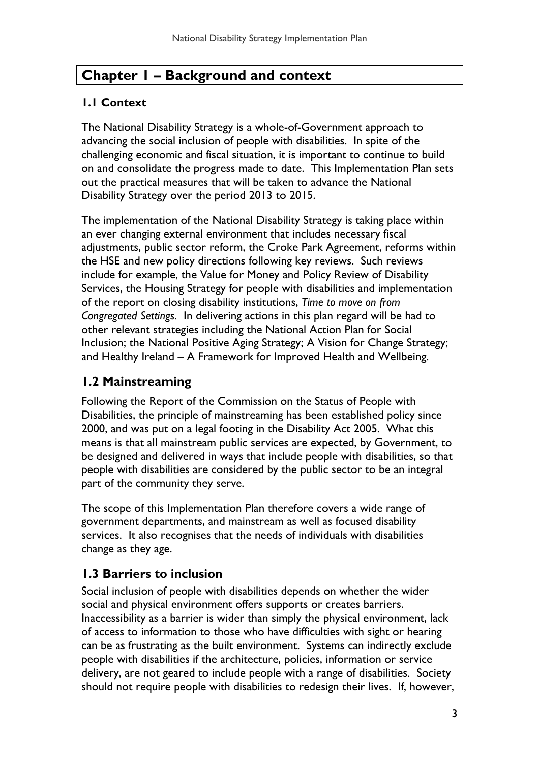# Chapter 1 – Background and context

### 1.1 Context

The National Disability Strategy is a whole-of-Government approach to advancing the social inclusion of people with disabilities. In spite of the challenging economic and fiscal situation, it is important to continue to build on and consolidate the progress made to date. This Implementation Plan sets out the practical measures that will be taken to advance the National Disability Strategy over the period 2013 to 2015.

The implementation of the National Disability Strategy is taking place within an ever changing external environment that includes necessary fiscal adjustments, public sector reform, the Croke Park Agreement, reforms within the HSE and new policy directions following key reviews. Such reviews include for example, the Value for Money and Policy Review of Disability Services, the Housing Strategy for people with disabilities and implementation of the report on closing disability institutions, *Time to move on from Congregated Settings*. In delivering actions in this plan regard will be had to other relevant strategies including the National Action Plan for Social Inclusion; the National Positive Aging Strategy; A Vision for Change Strategy; and Healthy Ireland – A Framework for Improved Health and Wellbeing.

## 1.2 Mainstreaming

Following the Report of the Commission on the Status of People with Disabilities, the principle of mainstreaming has been established policy since 2000, and was put on a legal footing in the Disability Act 2005. What this means is that all mainstream public services are expected, by Government, to be designed and delivered in ways that include people with disabilities, so that people with disabilities are considered by the public sector to be an integral part of the community they serve.

The scope of this Implementation Plan therefore covers a wide range of government departments, and mainstream as well as focused disability services. It also recognises that the needs of individuals with disabilities change as they age.

## 1.3 Barriers to inclusion

Social inclusion of people with disabilities depends on whether the wider social and physical environment offers supports or creates barriers. Inaccessibility as a barrier is wider than simply the physical environment, lack of access to information to those who have difficulties with sight or hearing can be as frustrating as the built environment. Systems can indirectly exclude people with disabilities if the architecture, policies, information or service delivery, are not geared to include people with a range of disabilities. Society should not require people with disabilities to redesign their lives. If, however,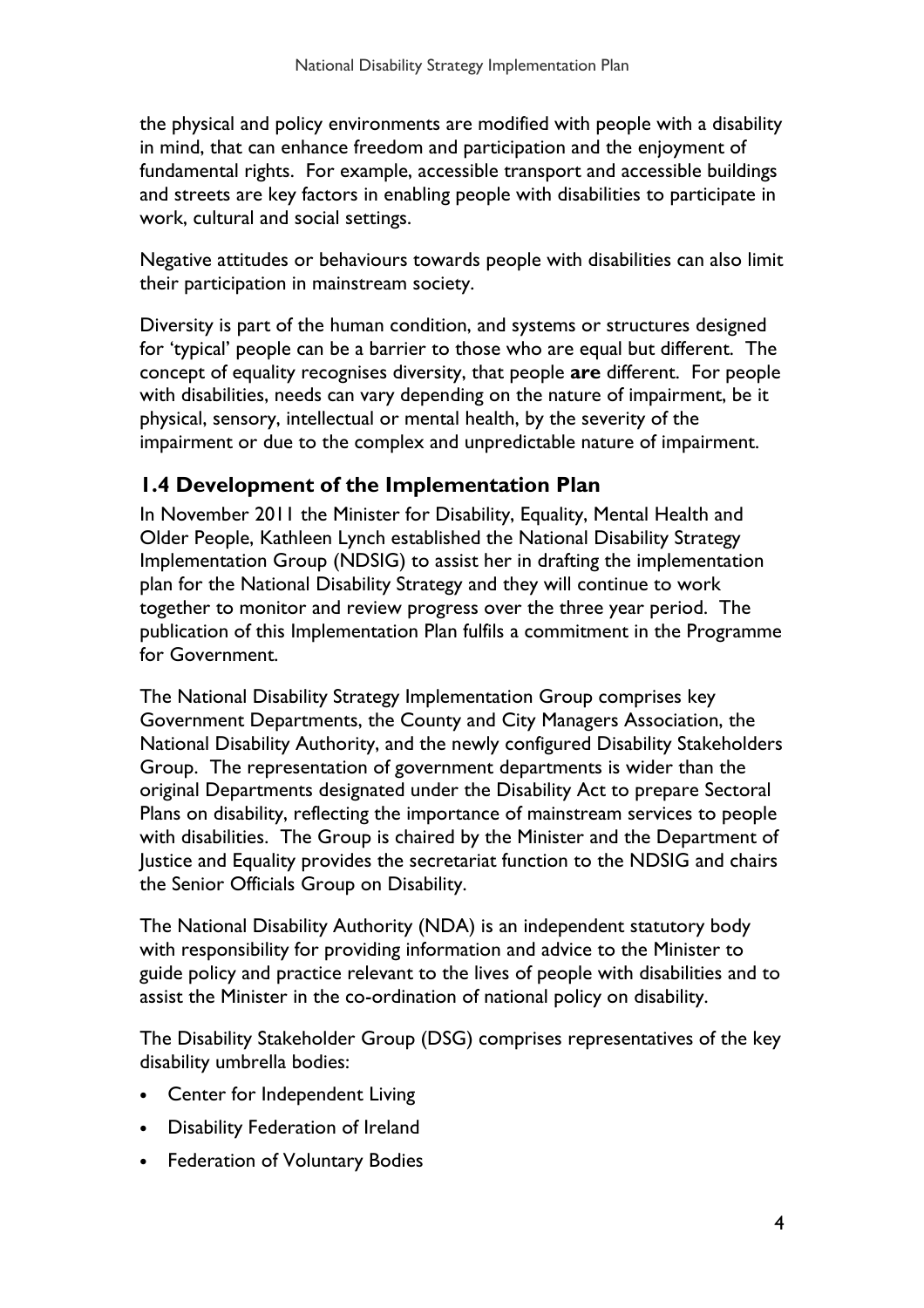the physical and policy environments are modified with people with a disability in mind, that can enhance freedom and participation and the enjoyment of fundamental rights. For example, accessible transport and accessible buildings and streets are key factors in enabling people with disabilities to participate in work, cultural and social settings.

Negative attitudes or behaviours towards people with disabilities can also limit their participation in mainstream society.

Diversity is part of the human condition, and systems or structures designed for 'typical' people can be a barrier to those who are equal but different. The concept of equality recognises diversity, that people **are** different. For people with disabilities, needs can vary depending on the nature of impairment, be it physical, sensory, intellectual or mental health, by the severity of the impairment or due to the complex and unpredictable nature of impairment.

## 1.4 Development of the Implementation Plan

In November 2011 the Minister for Disability, Equality, Mental Health and Older People, Kathleen Lynch established the National Disability Strategy Implementation Group (NDSIG) to assist her in drafting the implementation plan for the National Disability Strategy and they will continue to work together to monitor and review progress over the three year period. The publication of this Implementation Plan fulfils a commitment in the Programme for Government.

The National Disability Strategy Implementation Group comprises key Government Departments, the County and City Managers Association, the National Disability Authority, and the newly configured Disability Stakeholders Group. The representation of government departments is wider than the original Departments designated under the Disability Act to prepare Sectoral Plans on disability, reflecting the importance of mainstream services to people with disabilities. The Group is chaired by the Minister and the Department of Justice and Equality provides the secretariat function to the NDSIG and chairs the Senior Officials Group on Disability.

The National Disability Authority (NDA) is an independent statutory body with responsibility for providing information and advice to the Minister to guide policy and practice relevant to the lives of people with disabilities and to assist the Minister in the co-ordination of national policy on disability.

The Disability Stakeholder Group (DSG) comprises representatives of the key disability umbrella bodies:

- Center for Independent Living
- Disability Federation of Ireland
- Federation of Voluntary Bodies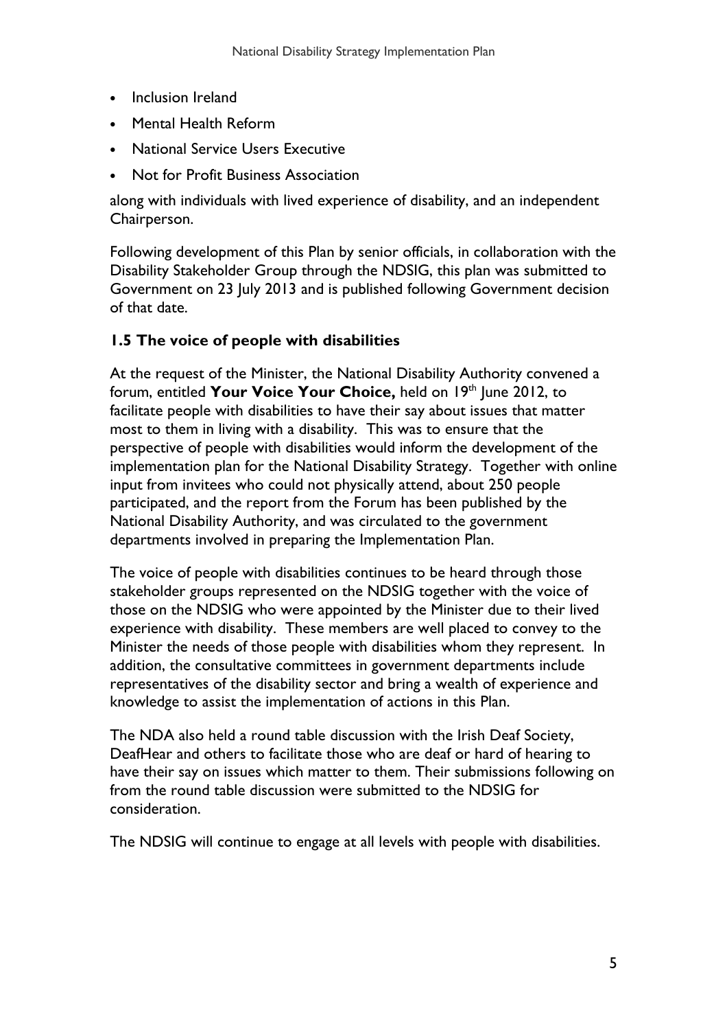- Inclusion Ireland
- Mental Health Reform
- National Service Users Executive
- Not for Profit Business Association

along with individuals with lived experience of disability, and an independent Chairperson.

Following development of this Plan by senior officials, in collaboration with the Disability Stakeholder Group through the NDSIG, this plan was submitted to Government on 23 July 2013 and is published following Government decision of that date.

### 1.5 The voice of people with disabilities

At the request of the Minister, the National Disability Authority convened a forum, entitled **Your Voice Your Choice,** held on 19th June 2012, to facilitate people with disabilities to have their say about issues that matter most to them in living with a disability. This was to ensure that the perspective of people with disabilities would inform the development of the implementation plan for the National Disability Strategy. Together with online input from invitees who could not physically attend, about 250 people participated, and the report from the Forum has been published by the National Disability Authority, and was circulated to the government departments involved in preparing the Implementation Plan.

The voice of people with disabilities continues to be heard through those stakeholder groups represented on the NDSIG together with the voice of those on the NDSIG who were appointed by the Minister due to their lived experience with disability. These members are well placed to convey to the Minister the needs of those people with disabilities whom they represent. In addition, the consultative committees in government departments include representatives of the disability sector and bring a wealth of experience and knowledge to assist the implementation of actions in this Plan.

The NDA also held a round table discussion with the Irish Deaf Society, DeafHear and others to facilitate those who are deaf or hard of hearing to have their say on issues which matter to them. Their submissions following on from the round table discussion were submitted to the NDSIG for consideration.

The NDSIG will continue to engage at all levels with people with disabilities.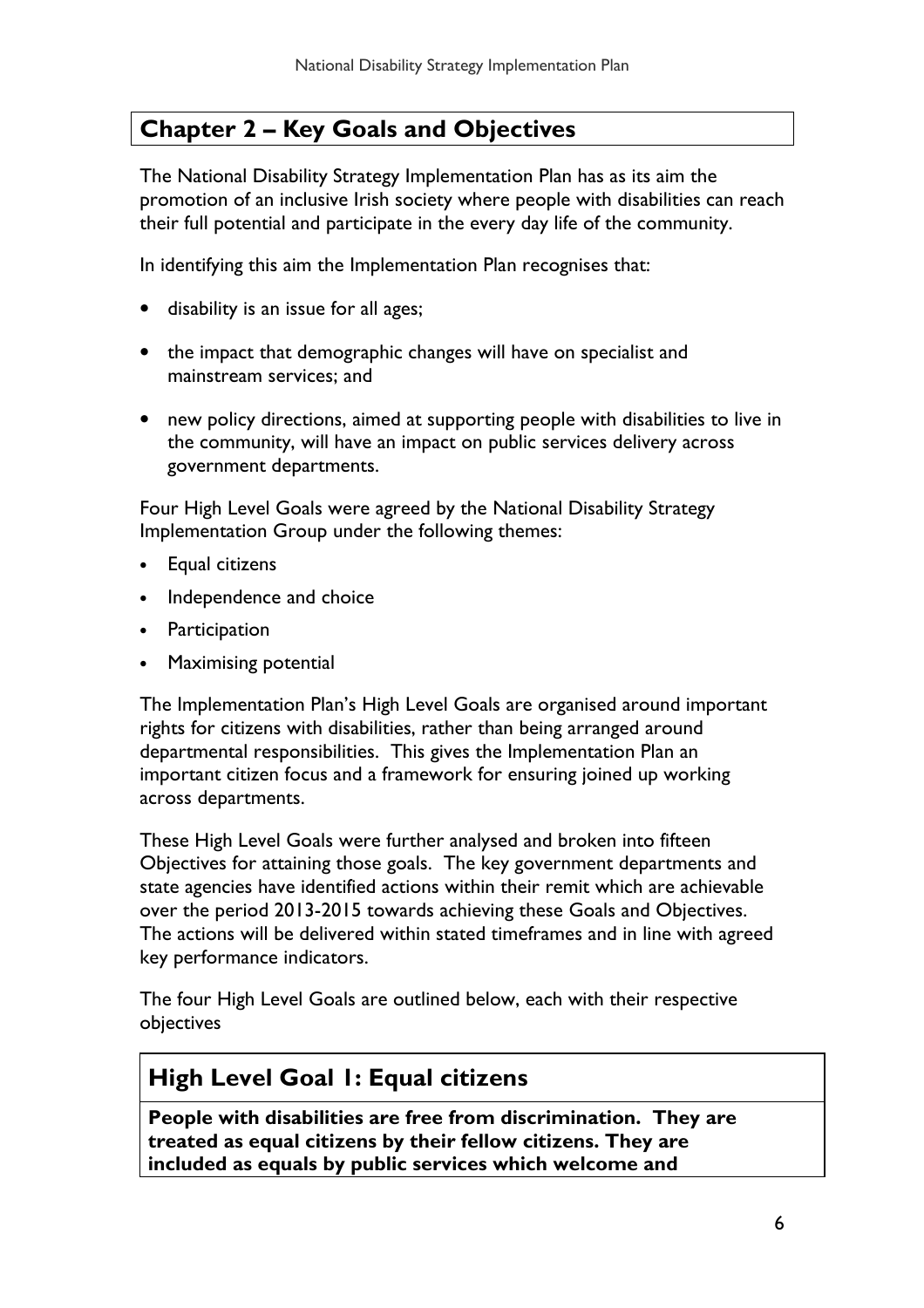## Chapter 2 – Key Goals and Objectives

The National Disability Strategy Implementation Plan has as its aim the promotion of an inclusive Irish society where people with disabilities can reach their full potential and participate in the every day life of the community.

In identifying this aim the Implementation Plan recognises that:

- disability is an issue for all ages;
- the impact that demographic changes will have on specialist and mainstream services; and
- new policy directions, aimed at supporting people with disabilities to live in the community, will have an impact on public services delivery across government departments.

Four High Level Goals were agreed by the National Disability Strategy Implementation Group under the following themes:

- Equal citizens
- Independence and choice
- Participation
- Maximising potential

The Implementation Plan's High Level Goals are organised around important rights for citizens with disabilities, rather than being arranged around departmental responsibilities. This gives the Implementation Plan an important citizen focus and a framework for ensuring joined up working across departments.

These High Level Goals were further analysed and broken into fifteen Objectives for attaining those goals. The key government departments and state agencies have identified actions within their remit which are achievable over the period 2013-2015 towards achieving these Goals and Objectives. The actions will be delivered within stated timeframes and in line with agreed key performance indicators.

The four High Level Goals are outlined below, each with their respective objectives

### High Level Goal 1: Equal citizens

**People with disabilities are free from discrimination. They are treated as equal citizens by their fellow citizens. They are included as equals by public services which welcome and**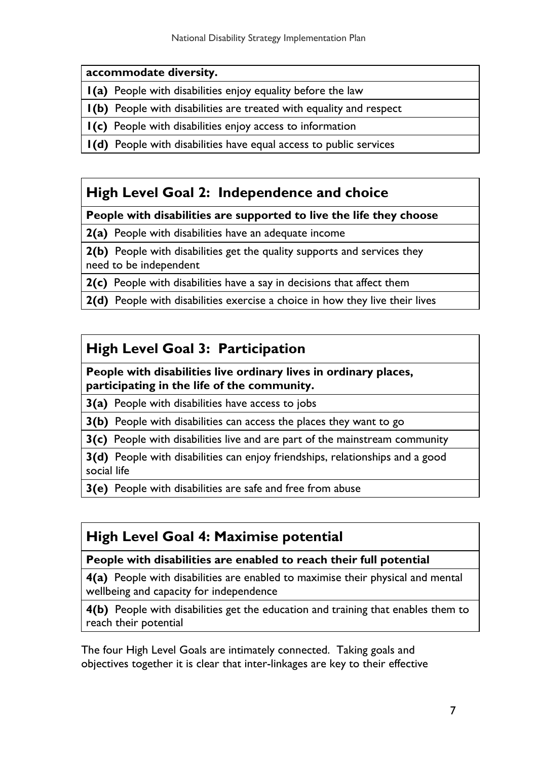**accommodate diversity.**

**1(a)** People with disabilities enjoy equality before the law

**1(b)** People with disabilities are treated with equality and respect

**1(c)** People with disabilities enjoy access to information

**1(d)** People with disabilities have equal access to public services

## High Level Goal 2: Independence and choice

**People with disabilities are supported to live the life they choose**

**2(a)** People with disabilities have an adequate income

**2(b)** People with disabilities get the quality supports and services they need to be independent

**2(c)** People with disabilities have a say in decisions that affect them

**2(d)** People with disabilities exercise a choice in how they live their lives

## High Level Goal 3: Participation

**People with disabilities live ordinary lives in ordinary places, participating in the life of the community.**

**3(a)** People with disabilities have access to jobs

**3(b)** People with disabilities can access the places they want to go

**3(c)** People with disabilities live and are part of the mainstream community

**3(d)** People with disabilities can enjoy friendships, relationships and a good social life

**3(e)** People with disabilities are safe and free from abuse

## High Level Goal 4: Maximise potential

**People with disabilities are enabled to reach their full potential**

**4(a)** People with disabilities are enabled to maximise their physical and mental wellbeing and capacity for independence

**4(b)** People with disabilities get the education and training that enables them to reach their potential

The four High Level Goals are intimately connected. Taking goals and objectives together it is clear that inter-linkages are key to their effective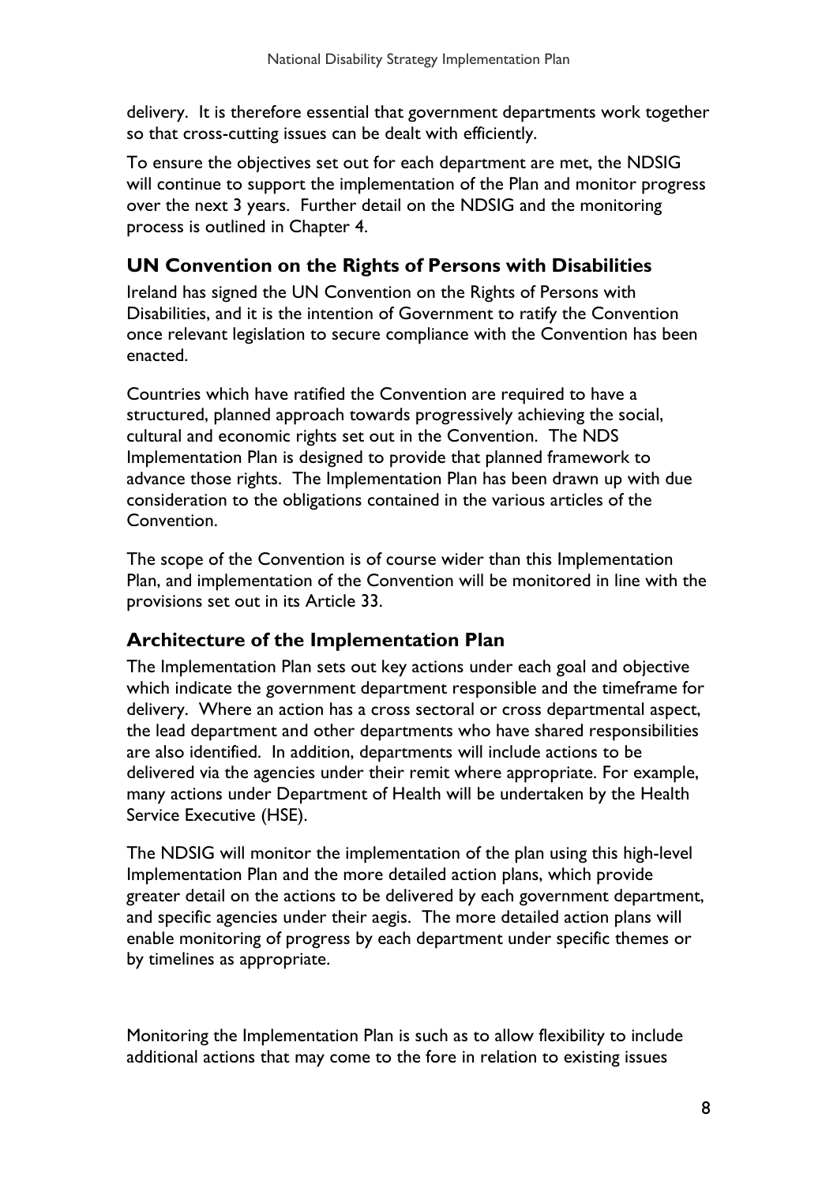delivery. It is therefore essential that government departments work together so that cross-cutting issues can be dealt with efficiently.

To ensure the objectives set out for each department are met, the NDSIG will continue to support the implementation of the Plan and monitor progress over the next 3 years. Further detail on the NDSIG and the monitoring process is outlined in Chapter 4.

## UN Convention on the Rights of Persons with Disabilities

Ireland has signed the UN Convention on the Rights of Persons with Disabilities, and it is the intention of Government to ratify the Convention once relevant legislation to secure compliance with the Convention has been enacted.

Countries which have ratified the Convention are required to have a structured, planned approach towards progressively achieving the social, cultural and economic rights set out in the Convention. The NDS Implementation Plan is designed to provide that planned framework to advance those rights. The Implementation Plan has been drawn up with due consideration to the obligations contained in the various articles of the Convention.

The scope of the Convention is of course wider than this Implementation Plan, and implementation of the Convention will be monitored in line with the provisions set out in its Article 33.

## Architecture of the Implementation Plan

The Implementation Plan sets out key actions under each goal and objective which indicate the government department responsible and the timeframe for delivery. Where an action has a cross sectoral or cross departmental aspect, the lead department and other departments who have shared responsibilities are also identified. In addition, departments will include actions to be delivered via the agencies under their remit where appropriate. For example, many actions under Department of Health will be undertaken by the Health Service Executive (HSE).

The NDSIG will monitor the implementation of the plan using this high-level Implementation Plan and the more detailed action plans, which provide greater detail on the actions to be delivered by each government department, and specific agencies under their aegis. The more detailed action plans will enable monitoring of progress by each department under specific themes or by timelines as appropriate.

Monitoring the Implementation Plan is such as to allow flexibility to include additional actions that may come to the fore in relation to existing issues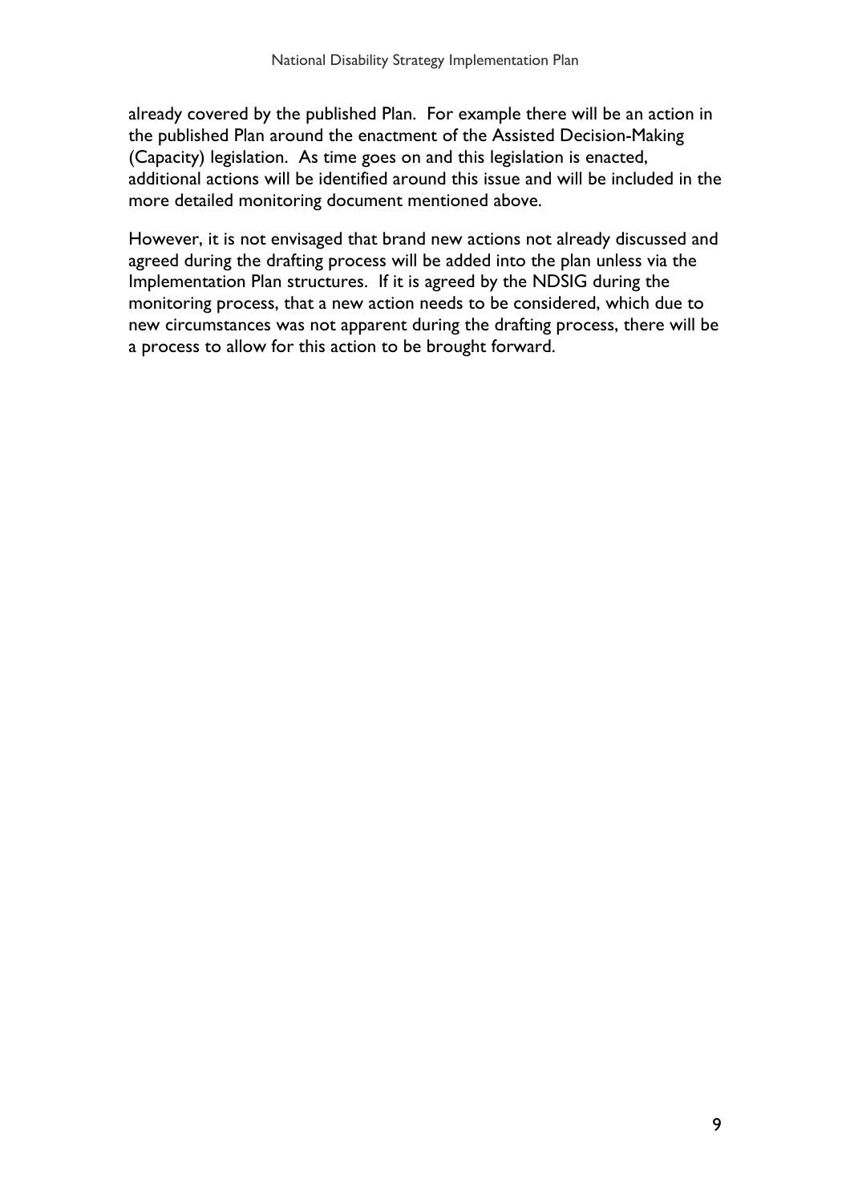already covered by the published Plan. For example there will be an action in the published Plan around the enactment of the Assisted Decision-Making (Capacity) legislation. As time goes on and this legislation is enacted, additional actions will be identified around this issue and will be included in the more detailed monitoring document mentioned above.

However, it is not envisaged that brand new actions not already discussed and agreed during the drafting process will be added into the plan unless via the Implementation Plan structures. If it is agreed by the NDSIG during the monitoring process, that a new action needs to be considered, which due to new circumstances was not apparent during the drafting process, there will be a process to allow for this action to be brought forward.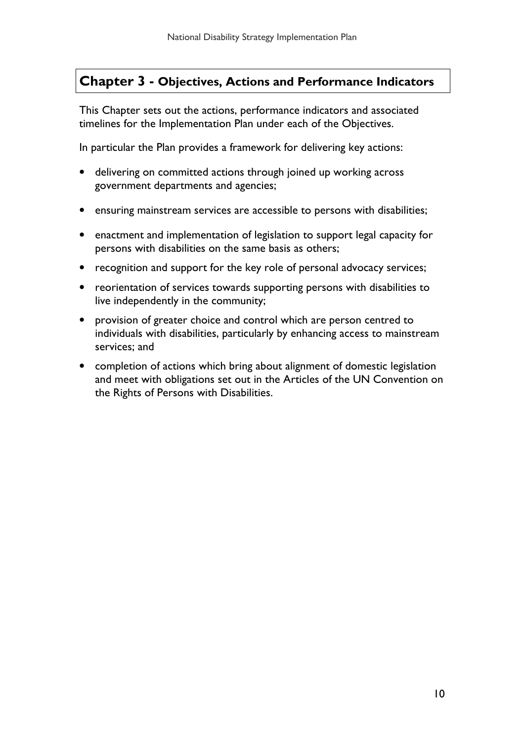# Chapter 3 - Objectives, Actions and Performance Indicators

This Chapter sets out the actions, performance indicators and associated timelines for the Implementation Plan under each of the Objectives.

In particular the Plan provides a framework for delivering key actions:

- delivering on committed actions through joined up working across government departments and agencies;
- ensuring mainstream services are accessible to persons with disabilities;
- enactment and implementation of legislation to support legal capacity for persons with disabilities on the same basis as others;
- recognition and support for the key role of personal advocacy services;
- reorientation of services towards supporting persons with disabilities to live independently in the community;
- provision of greater choice and control which are person centred to individuals with disabilities, particularly by enhancing access to mainstream services; and
- completion of actions which bring about alignment of domestic legislation and meet with obligations set out in the Articles of the UN Convention on the Rights of Persons with Disabilities.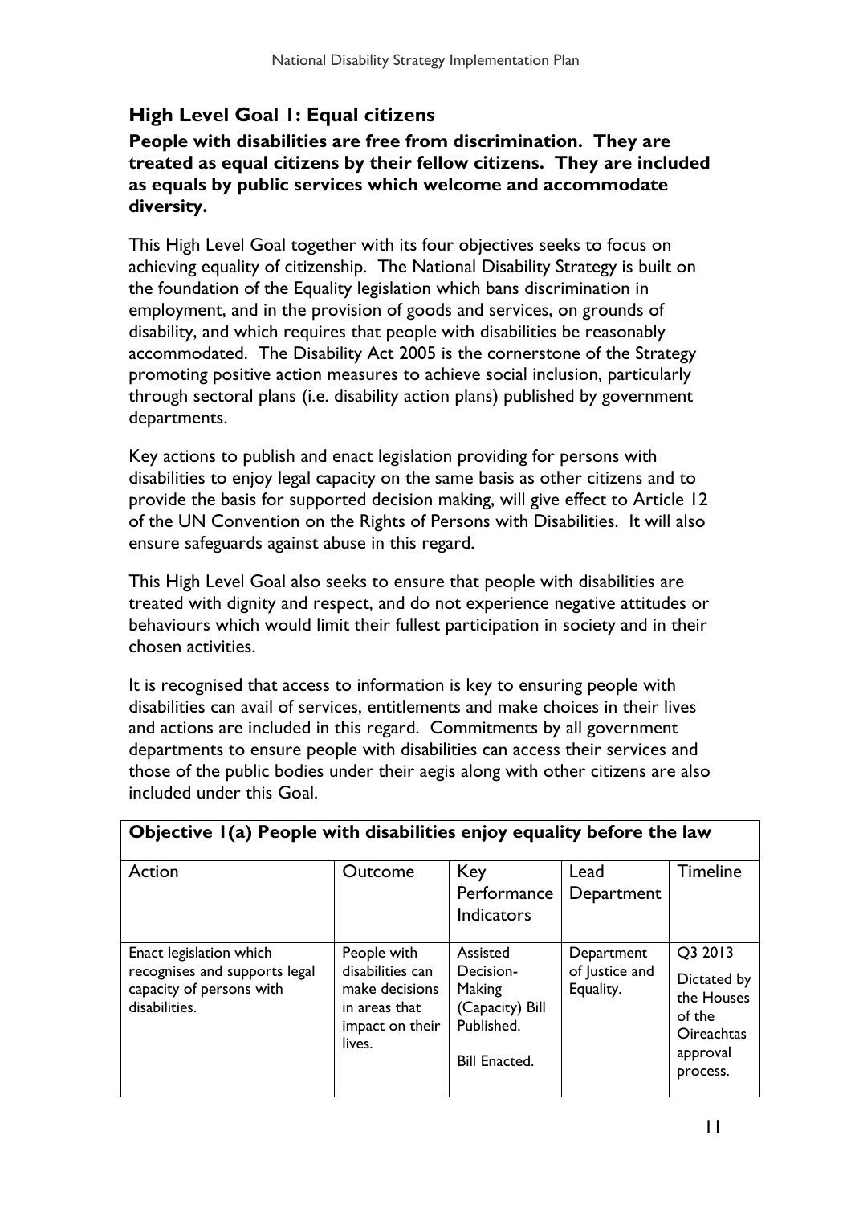## High Level Goal 1: Equal citizens

**People with disabilities are free from discrimination. They are treated as equal citizens by their fellow citizens. They are included as equals by public services which welcome and accommodate diversity.**

This High Level Goal together with its four objectives seeks to focus on achieving equality of citizenship. The National Disability Strategy is built on the foundation of the Equality legislation which bans discrimination in employment, and in the provision of goods and services, on grounds of disability, and which requires that people with disabilities be reasonably accommodated. The Disability Act 2005 is the cornerstone of the Strategy promoting positive action measures to achieve social inclusion, particularly through sectoral plans (i.e. disability action plans) published by government departments.

Key actions to publish and enact legislation providing for persons with disabilities to enjoy legal capacity on the same basis as other citizens and to provide the basis for supported decision making, will give effect to Article 12 of the UN Convention on the Rights of Persons with Disabilities. It will also ensure safeguards against abuse in this regard.

This High Level Goal also seeks to ensure that people with disabilities are treated with dignity and respect, and do not experience negative attitudes or behaviours which would limit their fullest participation in society and in their chosen activities.

It is recognised that access to information is key to ensuring people with disabilities can avail of services, entitlements and make choices in their lives and actions are included in this regard. Commitments by all government departments to ensure people with disabilities can access their services and those of the public bodies under their aegis along with other citizens are also included under this Goal.

| **Objective 1(a) People with disabilities enjoy equality before the law** | | | | |
|---|---|---|---|---|
| Action | Outcome | Key Performance Indicators | Lead Department | Timeline |
| Enact legislation which recognises and supports legal capacity of persons with disabilities. | People with disabilities can make decisions in areas that impact on their lives. | Assisted Decision-Making (Capacity) Bill Published.<br><br>Bill Enacted. | Department of Justice and Equality. | Q3 2013<br><br>Dictated by the Houses of the Oireachtas approval process. |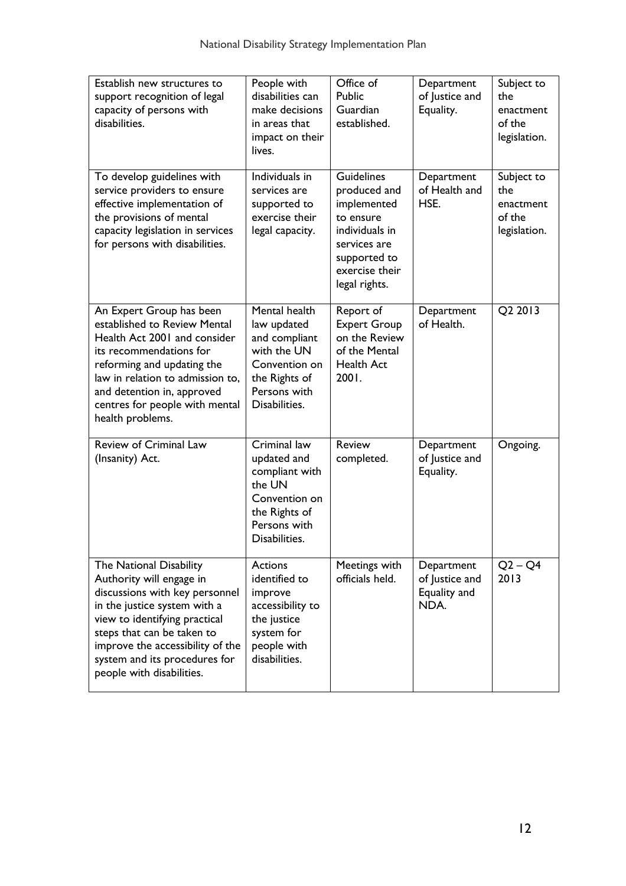| Establish new structures to support recognition of legal capacity of persons with disabilities. | People with disabilities can make decisions in areas that impact on their lives. | Office of Public Guardian established. | Department of Justice and Equality. | Subject to the enactment of the legislation. |
|---|---|---|---|---|
| To develop guidelines with service providers to ensure effective implementation of the provisions of mental capacity legislation in services for persons with disabilities. | Individuals in services are supported to exercise their legal capacity. | Guidelines produced and implemented to ensure individuals in services are supported to exercise their legal rights. | Department of Health and HSE. | Subject to the enactment of the legislation. |
| An Expert Group has been established to Review Mental Health Act 2001 and consider its recommendations for reforming and updating the law in relation to admission to, and detention in, approved centres for people with mental health problems. | Mental health law updated and compliant with the UN Convention on the Rights of Persons with Disabilities. | Report of Expert Group on the Review of the Mental Health Act 2001. | Department of Health. | Q2 2013 |
| Review of Criminal Law (Insanity) Act. | Criminal law updated and compliant with the UN Convention on the Rights of Persons with Disabilities. | Review completed. | Department of Justice and Equality. | Ongoing. |
| The National Disability Authority will engage in discussions with key personnel in the justice system with a view to identifying practical steps that can be taken to improve the accessibility of the system and its procedures for people with disabilities. | Actions identified to improve accessibility to the justice system for people with disabilities. | Meetings with officials held. | Department of Justice and Equality and NDA. | Q2 – Q4 2013 |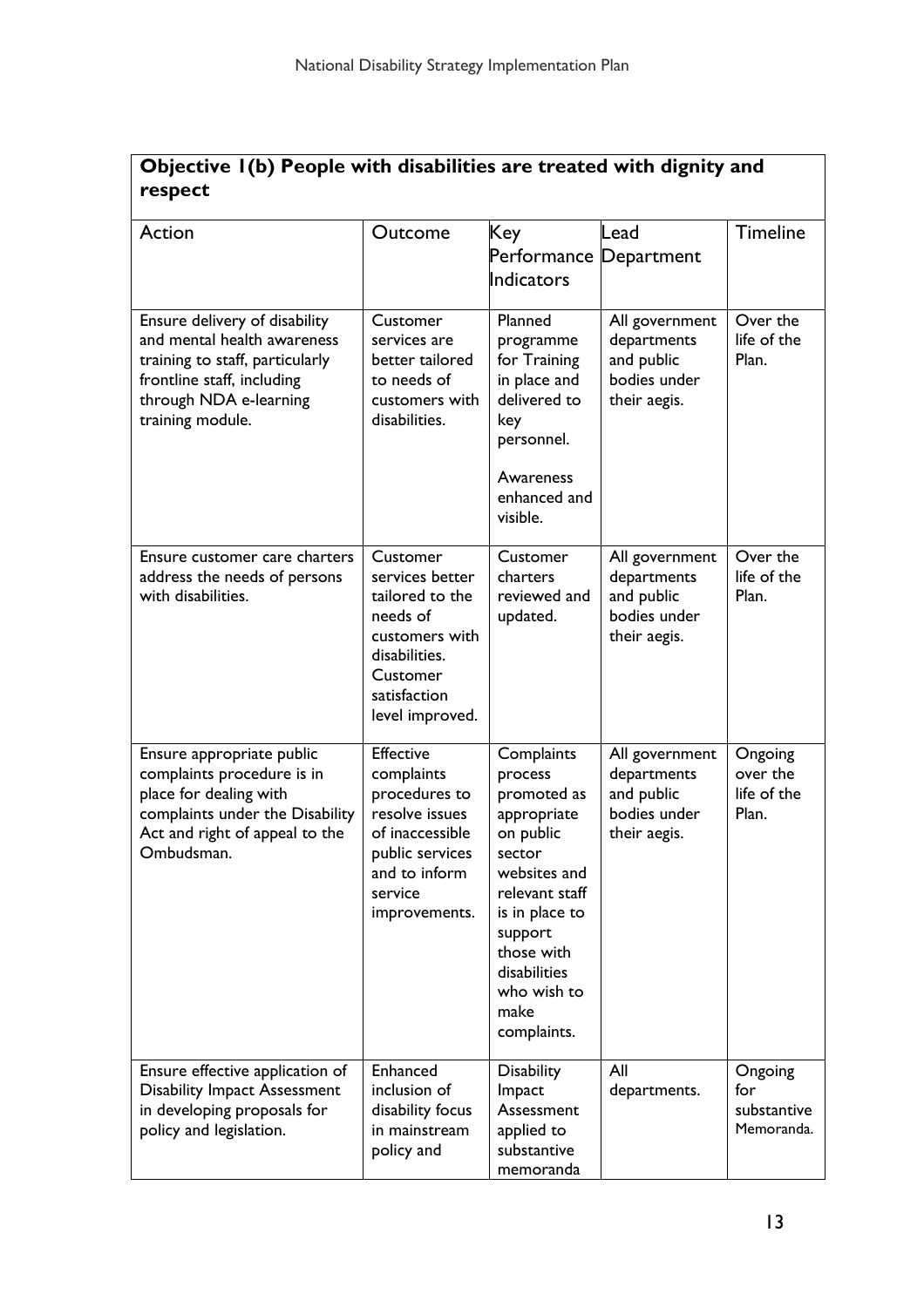## Objective 1(b) People with disabilities are treated with dignity and respect

| Action | Outcome | Key Performance Indicators | Lead Department | Timeline |
|---|---|---|---|---|
| Ensure delivery of disability and mental health awareness training to staff, particularly frontline staff, including through NDA e-learning training module. | Customer services are better tailored to needs of customers with disabilities. | Planned programme for Training in place and delivered to key personnel. Awareness enhanced and visible. | All government departments and public bodies under their aegis. | Over the life of the Plan. |
| Ensure customer care charters address the needs of persons with disabilities. | Customer services better tailored to the needs of customers with disabilities. Customer satisfaction level improved. | Customer charters reviewed and updated. | All government departments and public bodies under their aegis. | Over the life of the Plan. |
| Ensure appropriate public complaints procedure is in place for dealing with complaints under the Disability Act and right of appeal to the Ombudsman. | Effective complaints procedures to resolve issues of inaccessible public services and to inform service improvements. | Complaints process promoted as appropriate on public sector websites and relevant staff is in place to support those with disabilities who wish to make complaints. | All government departments and public bodies under their aegis. | Ongoing over the life of the Plan. |
| Ensure effective application of Disability Impact Assessment in developing proposals for policy and legislation. | Enhanced inclusion of disability focus in mainstream policy and | Disability Impact Assessment applied to substantive memoranda | All departments. | Ongoing for substantive Memoranda. |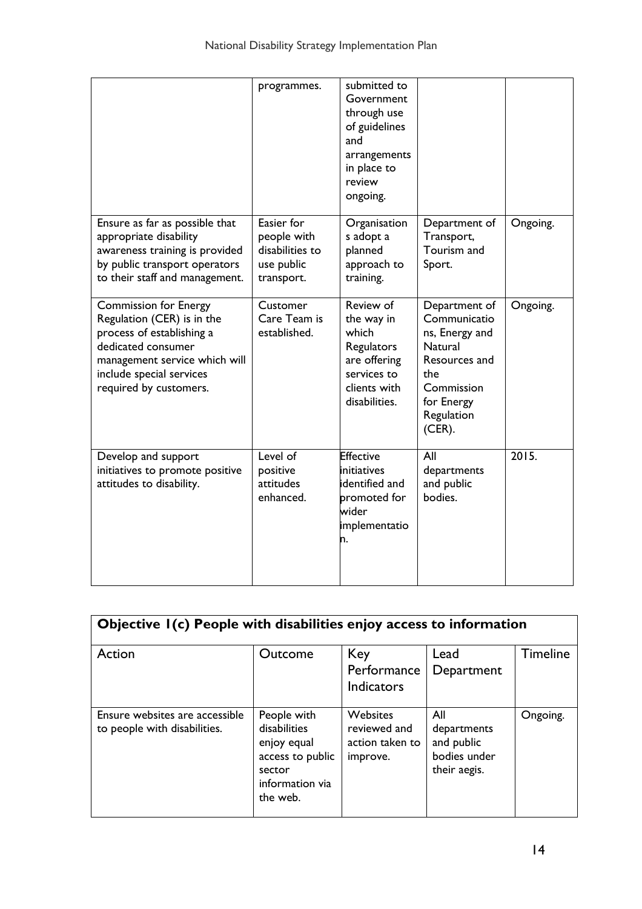| | | | | |
|---|---|---|---|---|
| | programmes. | submitted to Government through use of guidelines and arrangements in place to review ongoing. | | |
| Ensure as far as possible that appropriate disability awareness training is provided by public transport operators to their staff and management. | Easier for people with disabilities to use public transport. | Organisations adopt a planned approach to training. | Department of Transport, Tourism and Sport. | Ongoing. |
| Commission for Energy Regulation (CER) is in the process of establishing a dedicated consumer management service which will include special services required by customers. | Customer Care Team is established. | Review of the way in which Regulators are offering services to clients with disabilities. | Department of Communications, Energy and Natural Resources and the Commission for Energy Regulation (CER). | Ongoing. |
| Develop and support initiatives to promote positive attitudes to disability. | Level of positive attitudes enhanced. | Effective initiatives identified and promoted for wider implementation. | All departments and public bodies. | 2015. |

| **Objective 1(c) People with disabilities enjoy access to information** | | | | |
|---|---|---|---|---|
| Action | Outcome | Key Performance Indicators | Lead Department | Timeline |
| Ensure websites are accessible to people with disabilities. | People with disabilities enjoy equal access to public sector information via the web. | Websites reviewed and action taken to improve. | All departments and public bodies under their aegis. | Ongoing. |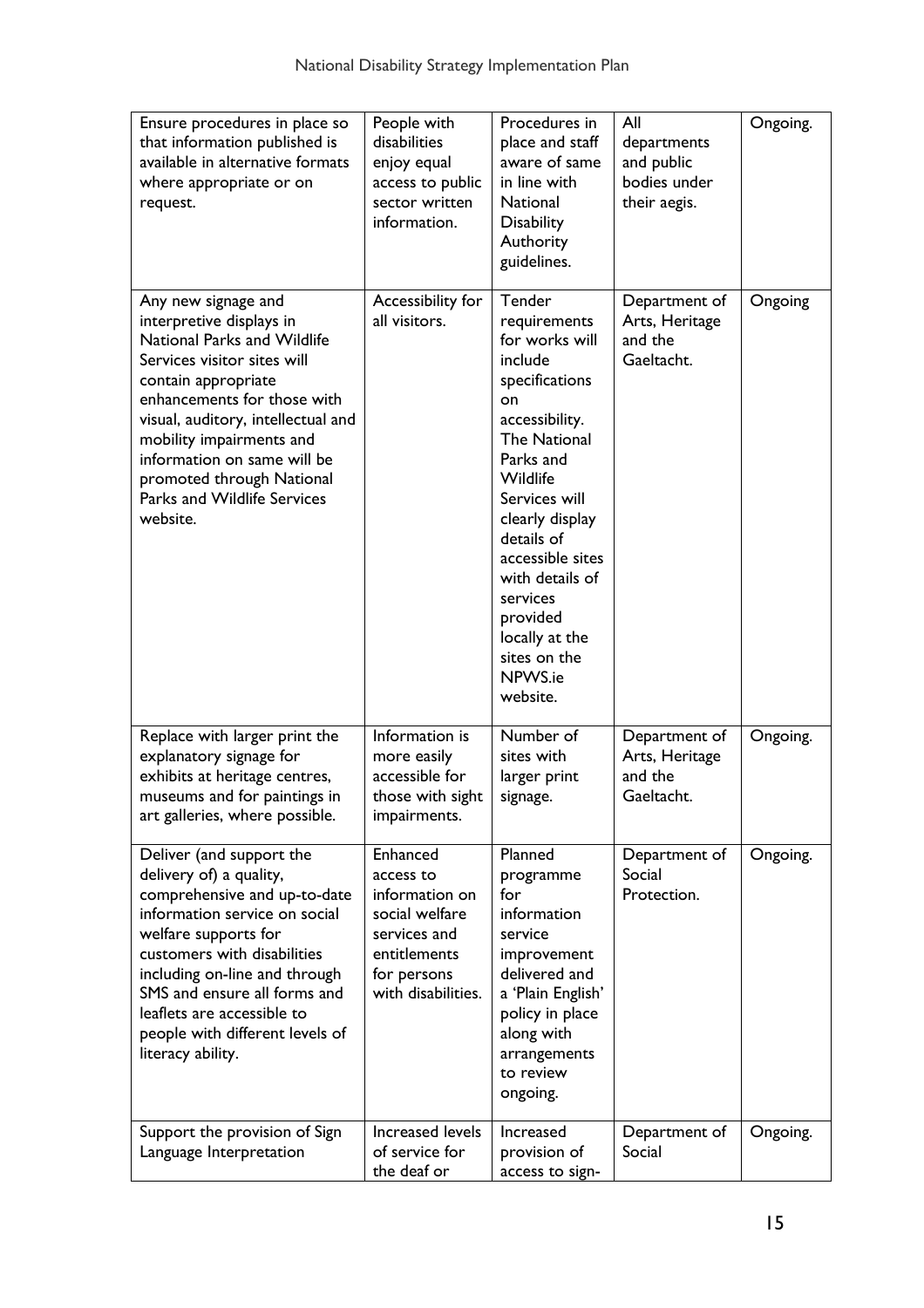| Ensure procedures in place so that information published is available in alternative formats where appropriate or on request. | People with disabilities enjoy equal access to public sector written information. | Procedures in place and staff aware of same in line with National Disability Authority guidelines. | All departments and public bodies under their aegis. | Ongoing. |
|---|---|---|---|---|
| Any new signage and interpretive displays in National Parks and Wildlife Services visitor sites will contain appropriate enhancements for those with visual, auditory, intellectual and mobility impairments and information on same will be promoted through National Parks and Wildlife Services website. | Accessibility for all visitors. | Tender requirements for works will include specifications on accessibility. The National Parks and Wildlife Services will clearly display details of accessible sites with details of services provided locally at the sites on the NPWS.ie website. | Department of Arts, Heritage and the Gaeltacht. | Ongoing |
| Replace with larger print the explanatory signage for exhibits at heritage centres, museums and for paintings in art galleries, where possible. | Information is more easily accessible for those with sight impairments. | Number of sites with larger print signage. | Department of Arts, Heritage and the Gaeltacht. | Ongoing. |
| Deliver (and support the delivery of) a quality, comprehensive and up-to-date information service on social welfare supports for customers with disabilities including on-line and through SMS and ensure all forms and leaflets are accessible to people with different levels of literacy ability. | Enhanced access to information on social welfare services and entitlements for persons with disabilities. | Planned programme for information service improvement delivered and a 'Plain English' policy in place along with arrangements to review ongoing. | Department of Social Protection. | Ongoing. |
| Support the provision of Sign Language Interpretation | Increased levels of service for the deaf or | Increased provision of access to sign- | Department of Social | Ongoing. |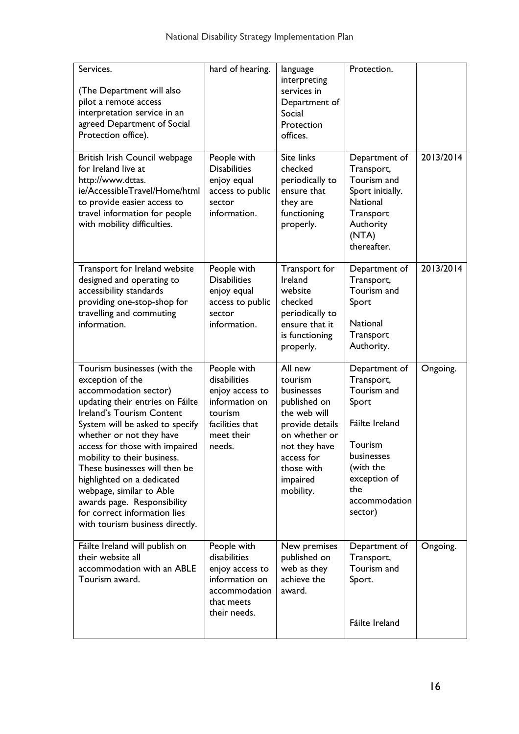| | | | | |
|---|---|---|---|---|
| Services.<br><br>(The Department will also pilot a remote access interpretation service in an agreed Department of Social Protection office). | hard of hearing. | language interpreting services in Department of Social Protection offices. | Protection. | |
| British Irish Council webpage for Ireland live at http://www.dttas.ie/AccessibleTravel/Home/html to provide easier access to travel information for people with mobility difficulties. | People with Disabilities enjoy equal access to public sector information. | Site links checked periodically to ensure that they are functioning properly. | Department of Transport, Tourism and Sport initially. National Transport Authority (NTA) thereafter. | 2013/2014 |
| Transport for Ireland website designed and operating to accessibility standards providing one-stop-shop for travelling and commuting information. | People with Disabilities enjoy equal access to public sector information. | Transport for Ireland website checked periodically to ensure that it is functioning properly. | Department of Transport, Tourism and Sport<br><br>National Transport Authority. | 2013/2014 |
| Tourism businesses (with the exception of the accommodation sector) updating their entries on Fáilte Ireland's Tourism Content System will be asked to specify whether or not they have access for those with impaired mobility to their business. These businesses will then be highlighted on a dedicated webpage, similar to Able awards page. Responsibility for correct information lies with tourism business directly. | People with disabilities enjoy access to information on tourism facilities that meet their needs. | All new tourism businesses published on the web will provide details on whether or not they have access for those with impaired mobility. | Department of Transport, Tourism and Sport<br><br>Fáilte Ireland<br><br>Tourism businesses (with the exception of the accommodation sector) | Ongoing. |
| Fáilte Ireland will publish on their website all accommodation with an ABLE Tourism award. | People with disabilities enjoy access to information on accommodation that meets their needs. | New premises published on web as they achieve the award. | Department of Transport, Tourism and Sport.<br><br>Fáilte Ireland | Ongoing. |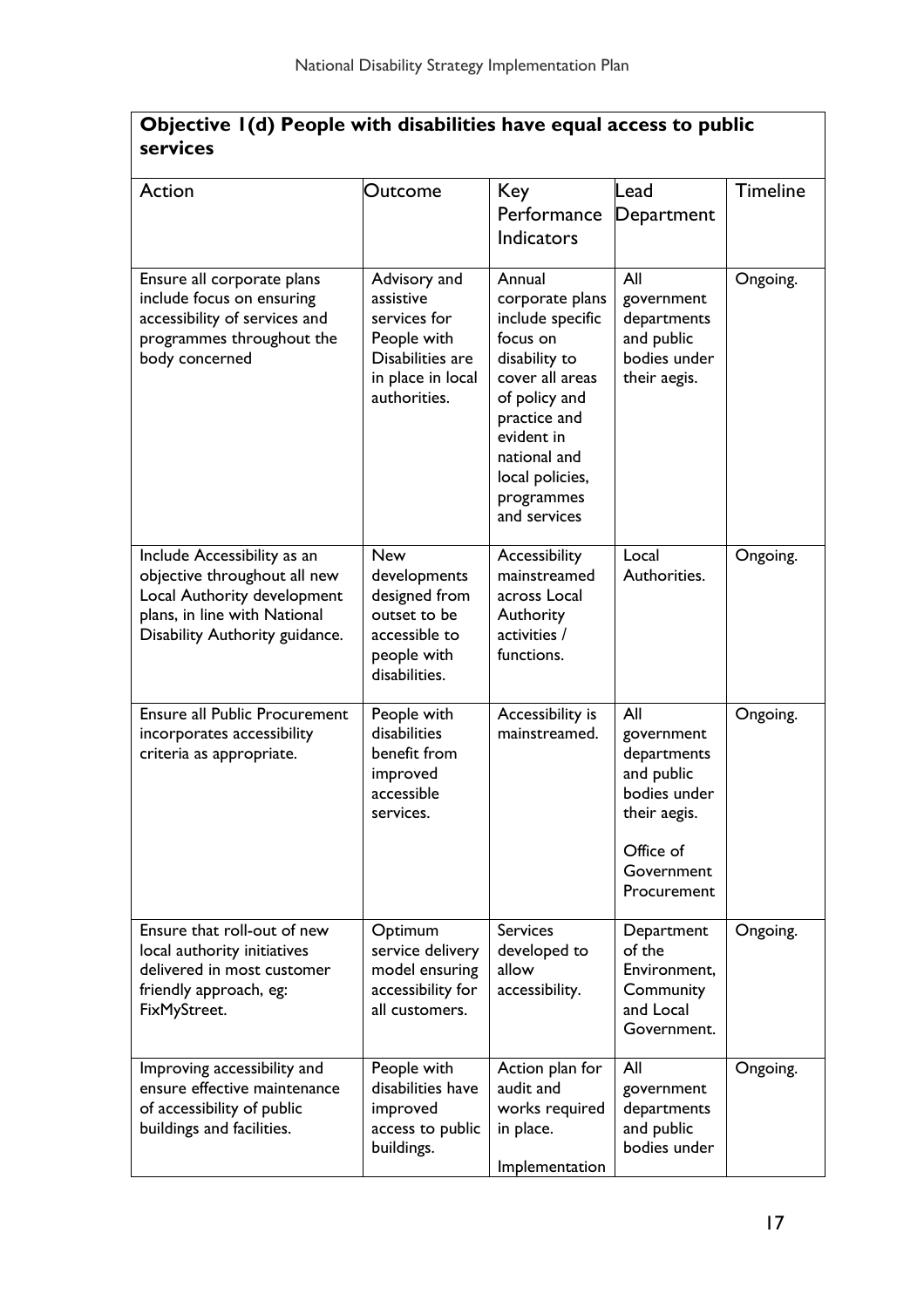**Objective 1(d) People with disabilities have equal access to public services**

| Action | Outcome | Key Performance Indicators | Lead Department | Timeline |
|---|---|---|---|---|
| Ensure all corporate plans include focus on ensuring accessibility of services and programmes throughout the body concerned | Advisory and assistive services for People with Disabilities are in place in local authorities. | Annual corporate plans include specific focus on disability to cover all areas of policy and practice and evident in national and local policies, programmes and services | All government departments and public bodies under their aegis. | Ongoing. |
| Include Accessibility as an objective throughout all new Local Authority development plans, in line with National Disability Authority guidance. | New developments designed from outset to be accessible to people with disabilities. | Accessibility mainstreamed across Local Authority activities / functions. | Local Authorities. | Ongoing. |
| Ensure all Public Procurement incorporates accessibility criteria as appropriate. | People with disabilities benefit from improved accessible services. | Accessibility is mainstreamed. | All government departments and public bodies under their aegis.<br><br>Office of Government Procurement | Ongoing. |
| Ensure that roll-out of new local authority initiatives delivered in most customer friendly approach, eg: FixMyStreet. | Optimum service delivery model ensuring accessibility for all customers. | Services developed to allow accessibility. | Department of the Environment, Community and Local Government. | Ongoing. |
| Improving accessibility and ensure effective maintenance of accessibility of public buildings and facilities. | People with disabilities have improved access to public buildings. | Action plan for audit and works required in place.<br><br>Implementation | All government departments and public bodies under | Ongoing. |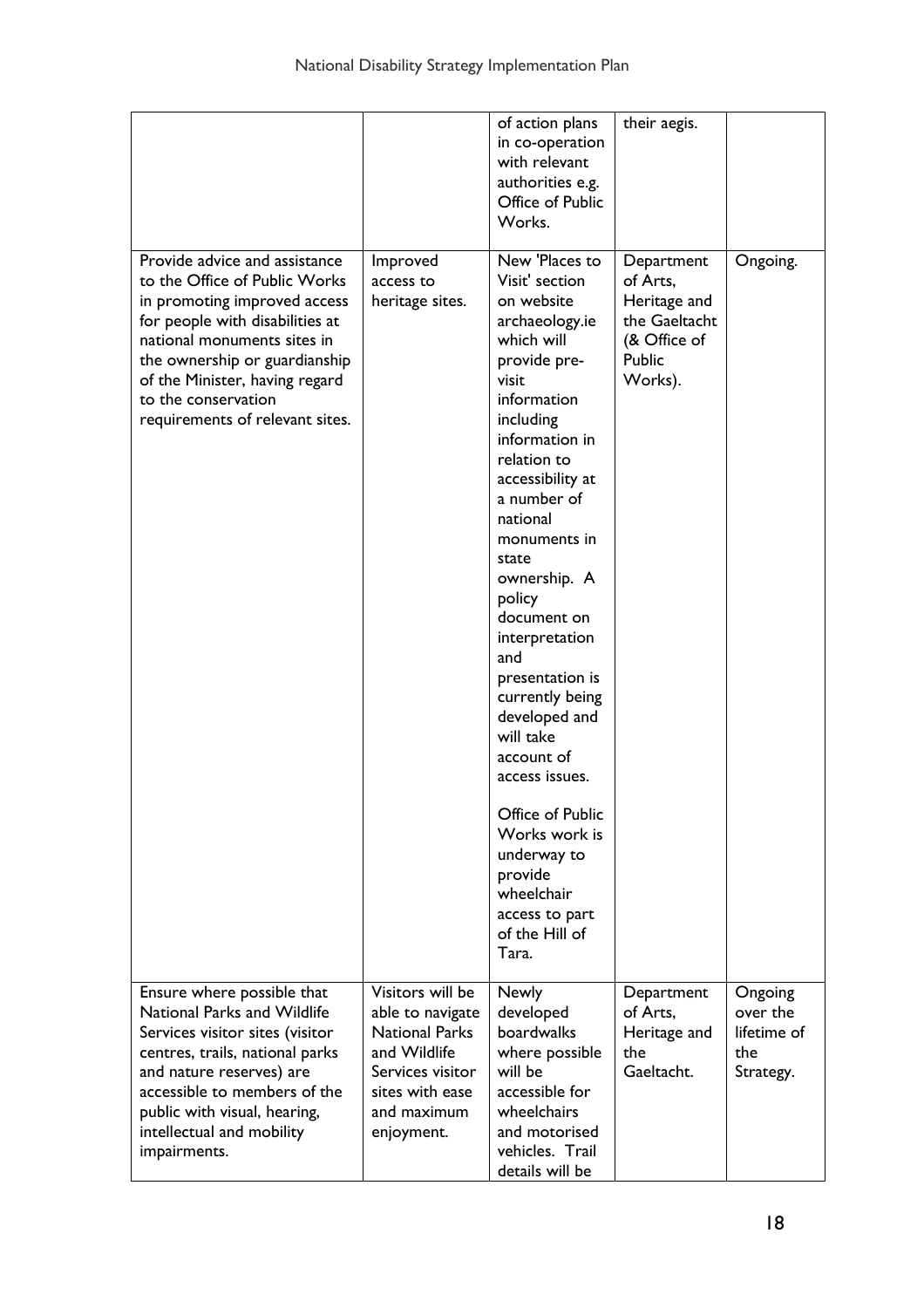| | | of action plans in co-operation with relevant authorities e.g. Office of Public Works. | their aegis. | |
|---|---|---|---|---|
| Provide advice and assistance to the Office of Public Works in promoting improved access for people with disabilities at national monuments sites in the ownership or guardianship of the Minister, having regard to the conservation requirements of relevant sites. | Improved access to heritage sites. | New 'Places to Visit' section on website archaeology.ie which will provide pre-visit information including information in relation to accessibility at a number of national monuments in state ownership. A policy document on interpretation and presentation is currently being developed and will take account of access issues.<br><br>Office of Public Works work is underway to provide wheelchair access to part of the Hill of Tara. | Department of Arts, Heritage and the Gaeltacht (& Office of Public Works). | Ongoing. |
| Ensure where possible that National Parks and Wildlife Services visitor sites (visitor centres, trails, national parks and nature reserves) are accessible to members of the public with visual, hearing, intellectual and mobility impairments. | Visitors will be able to navigate National Parks and Wildlife Services visitor sites with ease and maximum enjoyment. | Newly developed boardwalks where possible will be accessible for wheelchairs and motorised vehicles. Trail details will be | Department of Arts, Heritage and the Gaeltacht. | Ongoing over the lifetime of the Strategy. |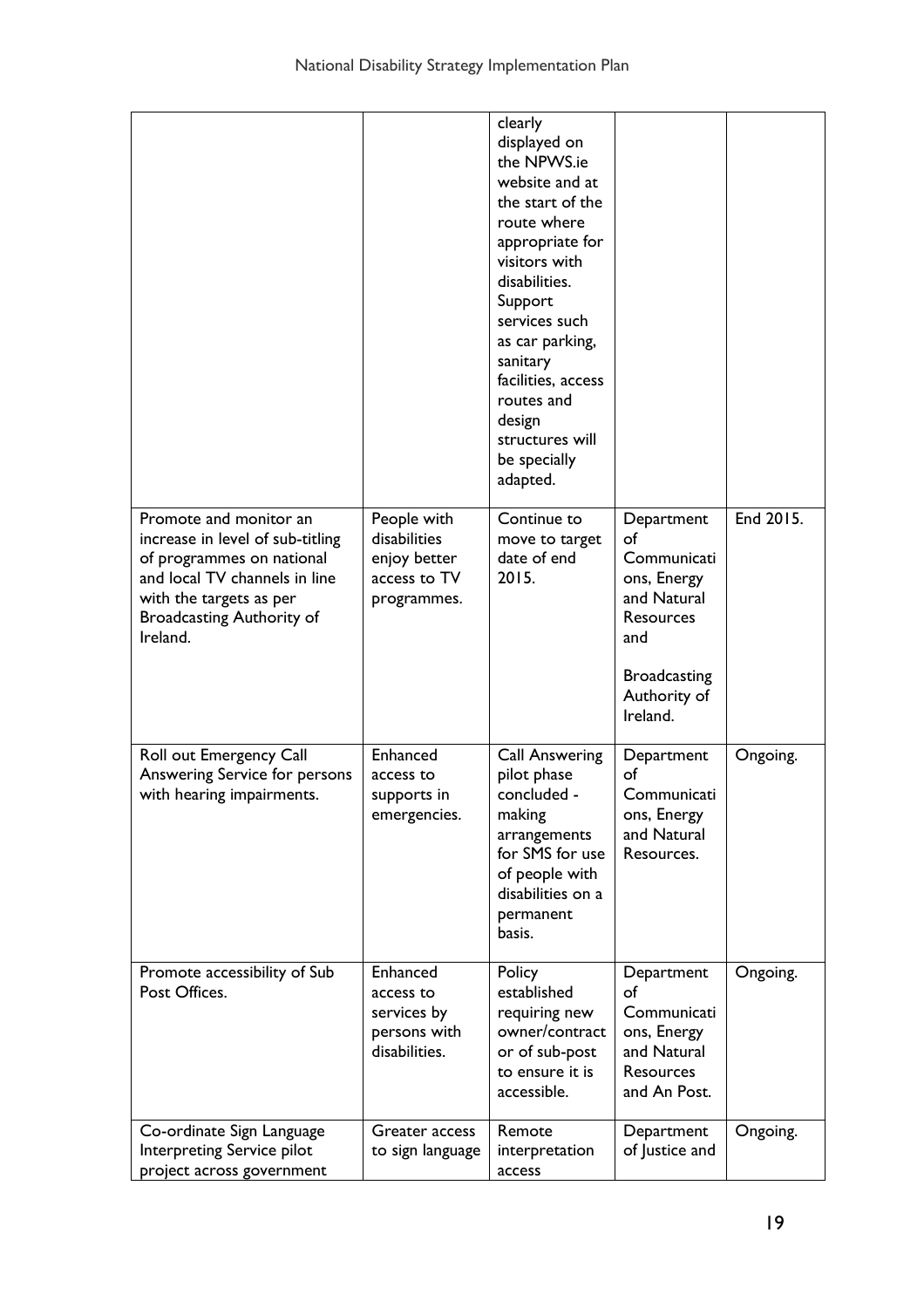| | | clearly displayed on the NPWS.ie website and at the start of the route where appropriate for visitors with disabilities. Support services such as car parking, sanitary facilities, access routes and design structures will be specially adapted. | | |
|---|---|---|---|---|
| Promote and monitor an increase in level of sub-titling of programmes on national and local TV channels in line with the targets as per Broadcasting Authority of Ireland. | People with disabilities enjoy better access to TV programmes. | Continue to move to target date of end 2015. | Department of Communications, Energy and Natural Resources and Broadcasting Authority of Ireland. | End 2015. |
| Roll out Emergency Call Answering Service for persons with hearing impairments. | Enhanced access to supports in emergencies. | Call Answering pilot phase concluded - making arrangements for SMS for use of people with disabilities on a permanent basis. | Department of Communications, Energy and Natural Resources. | Ongoing. |
| Promote accessibility of Sub Post Offices. | Enhanced access to services by persons with disabilities. | Policy established requiring new owner/contractor of sub-post to ensure it is accessible. | Department of Communications, Energy and Natural Resources and An Post. | Ongoing. |
| Co-ordinate Sign Language Interpreting Service pilot project across government | Greater access to sign language | Remote interpretation access | Department of Justice and | Ongoing. |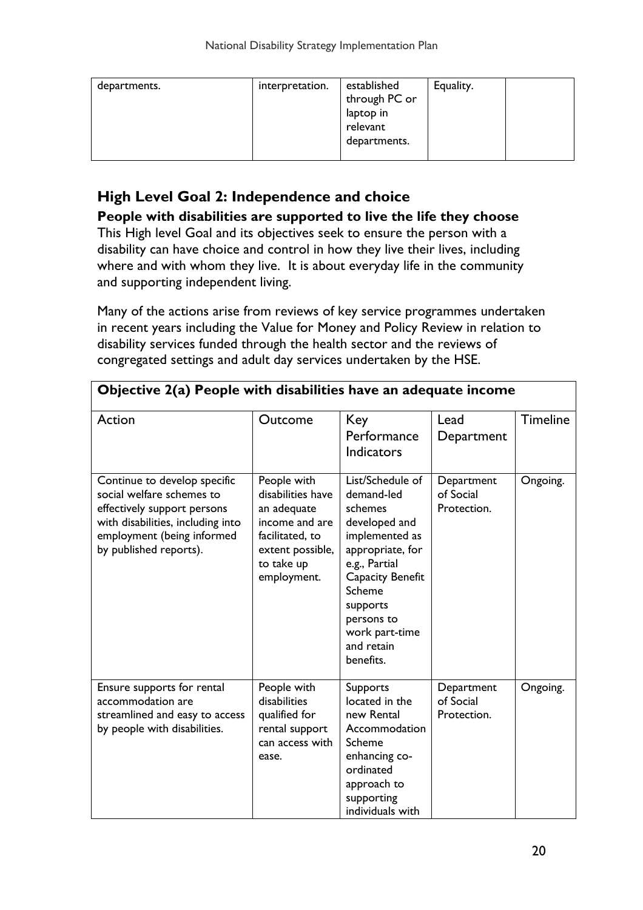| departments. | interpretation. | established through PC or laptop in relevant departments. | Equality. | |
|---|---|---|---|---|

## High Level Goal 2: Independence and choice

**People with disabilities are supported to live the life they choose**

This High level Goal and its objectives seek to ensure the person with a disability can have choice and control in how they live their lives, including where and with whom they live. It is about everyday life in the community and supporting independent living.

Many of the actions arise from reviews of key service programmes undertaken in recent years including the Value for Money and Policy Review in relation to disability services funded through the health sector and the reviews of congregated settings and adult day services undertaken by the HSE.

**Objective 2(a) People with disabilities have an adequate income**

| Action | Outcome | Key Performance Indicators | Lead Department | Timeline |
|---|---|---|---|---|
| Continue to develop specific social welfare schemes to effectively support persons with disabilities, including into employment (being informed by published reports). | People with disabilities have an adequate income and are facilitated, to extent possible, to take up employment. | List/Schedule of demand-led schemes developed and implemented as appropriate, for e.g., Partial Capacity Benefit Scheme supports persons to work part-time and retain benefits. | Department of Social Protection. | Ongoing. |
| Ensure supports for rental accommodation are streamlined and easy to access by people with disabilities. | People with disabilities qualified for rental support can access with ease. | Supports located in the new Rental Accommodation Scheme enhancing co-ordinated approach to supporting individuals with | Department of Social Protection. | Ongoing. |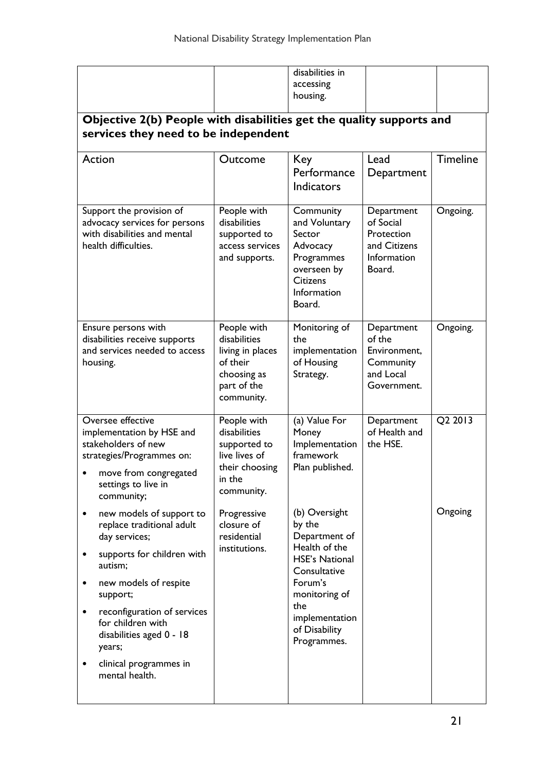| | | disabilities in accessing housing. | | |
|---|---|---|---|---|

**Objective 2(b) People with disabilities get the quality supports and services they need to be independent**

| Action | Outcome | Key Performance Indicators | Lead Department | Timeline |
|---|---|---|---|---|
| Support the provision of advocacy services for persons with disabilities and mental health difficulties. | People with disabilities supported to access services and supports. | Community and Voluntary Sector Advocacy Programmes overseen by Citizens Information Board. | Department of Social Protection and Citizens Information Board. | Ongoing. |
| Ensure persons with disabilities receive supports and services needed to access housing. | People with disabilities living in places of their choosing as part of the community. | Monitoring of the implementation of Housing Strategy. | Department of the Environment, Community and Local Government. | Ongoing. |
| Oversee effective implementation by HSE and stakeholders of new strategies/Programmes on:<br>• move from congregated settings to live in community;<br>• new models of support to replace traditional adult day services;<br>• supports for children with autism;<br>• new models of respite support;<br>• reconfiguration of services for children with disabilities aged 0 - 18 years;<br>• clinical programmes in mental health. | People with disabilities supported to live lives of their choosing in the community.<br><br>Progressive closure of residential institutions. | (a) Value For Money Implementation framework Plan published.<br><br>(b) Oversight by the Department of Health of the HSE's National Consultative Forum's monitoring of the implementation of Disability Programmes. | Department of Health and the HSE. | Q2 2013<br><br>Ongoing |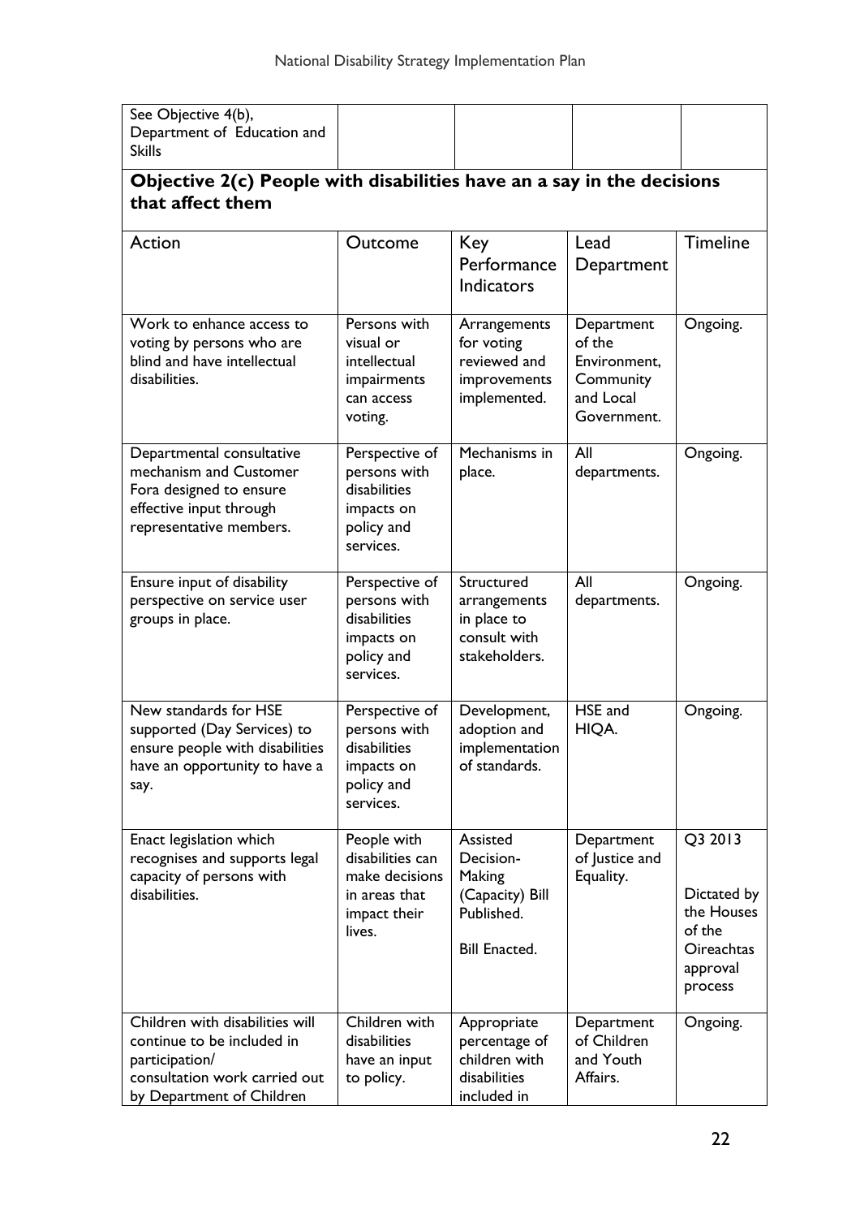| See Objective 4(b), Department of Education and Skills | | | | |
|---|---|---|---|---|

**Objective 2(c) People with disabilities have an a say in the decisions that affect them**

| Action | Outcome | Key Performance Indicators | Lead Department | Timeline |
|---|---|---|---|---|
| Work to enhance access to voting by persons who are blind and have intellectual disabilities. | Persons with visual or intellectual impairments can access voting. | Arrangements for voting reviewed and improvements implemented. | Department of the Environment, Community and Local Government. | Ongoing. |
| Departmental consultative mechanism and Customer Fora designed to ensure effective input through representative members. | Perspective of persons with disabilities impacts on policy and services. | Mechanisms in place. | All departments. | Ongoing. |
| Ensure input of disability perspective on service user groups in place. | Perspective of persons with disabilities impacts on policy and services. | Structured arrangements in place to consult with stakeholders. | All departments. | Ongoing. |
| New standards for HSE supported (Day Services) to ensure people with disabilities have an opportunity to have a say. | Perspective of persons with disabilities impacts on policy and services. | Development, adoption and implementation of standards. | HSE and HIQA. | Ongoing. |
| Enact legislation which recognises and supports legal capacity of persons with disabilities. | People with disabilities can make decisions in areas that impact their lives. | Assisted Decision-Making (Capacity) Bill Published.<br><br>Bill Enacted. | Department of Justice and Equality. | Q3 2013<br><br>Dictated by the Houses of the Oireachtas approval process |
| Children with disabilities will continue to be included in participation/ consultation work carried out by Department of Children | Children with disabilities have an input to policy. | Appropriate percentage of children with disabilities included in | Department of Children and Youth Affairs. | Ongoing. |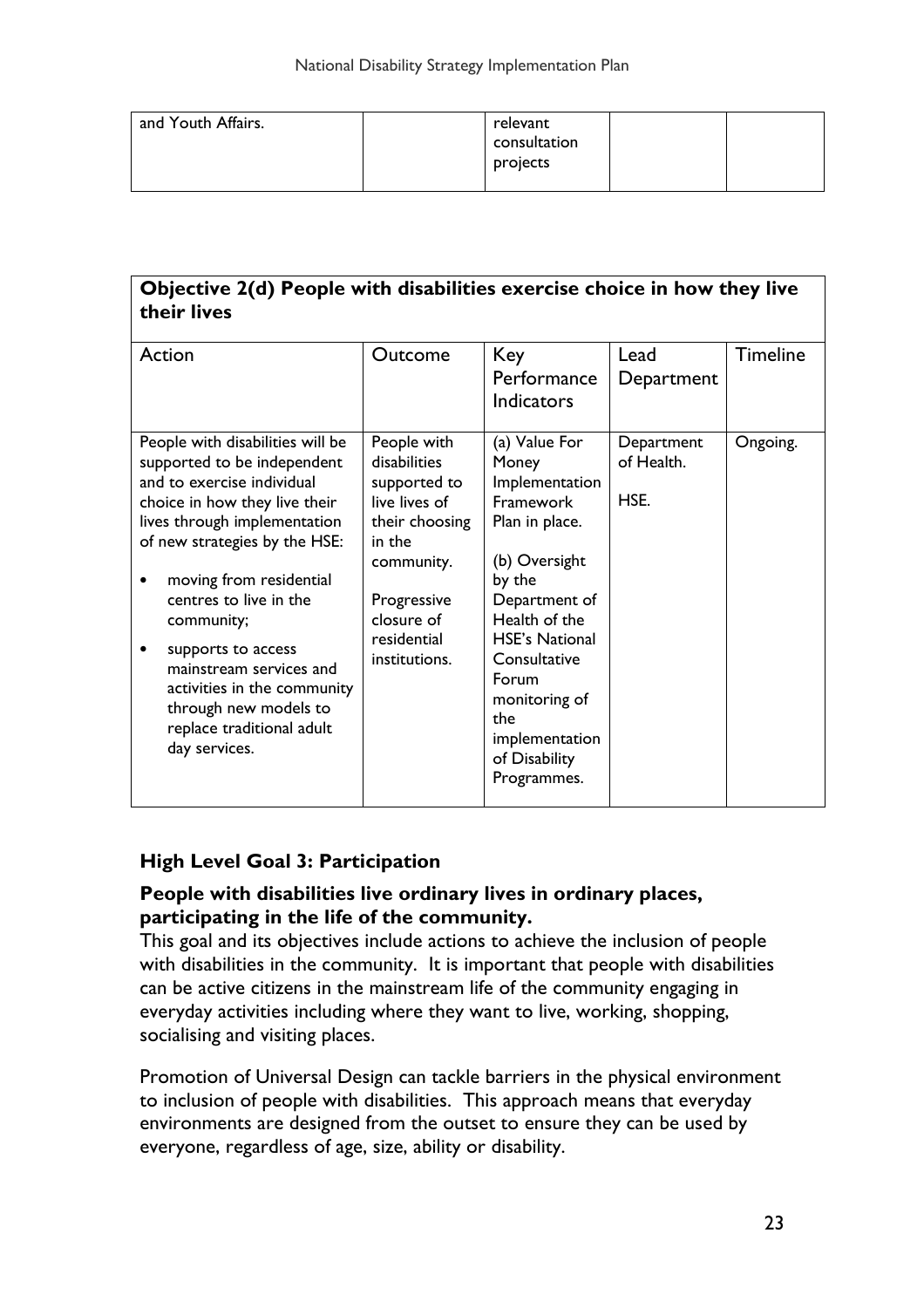| and Youth Affairs. | | relevant consultation projects | | |
|---|---|---|---|---|

| **Objective 2(d) People with disabilities exercise choice in how they live their lives** | | | | |
|---|---|---|---|---|
| Action | Outcome | Key Performance Indicators | Lead Department | Timeline |
| People with disabilities will be supported to be independent and to exercise individual choice in how they live their lives through implementation of new strategies by the HSE:<br>• moving from residential centres to live in the community;<br>• supports to access mainstream services and activities in the community through new models to replace traditional adult day services. | People with disabilities supported to live lives of their choosing in the community.<br><br>Progressive closure of residential institutions. | (a) Value For Money Implementation Framework Plan in place.<br><br>(b) Oversight by the Department of Health of the HSE's National Consultative Forum monitoring of the implementation of Disability Programmes. | Department of Health.<br><br>HSE. | Ongoing. |

### High Level Goal 3: Participation

**People with disabilities live ordinary lives in ordinary places, participating in the life of the community.**

This goal and its objectives include actions to achieve the inclusion of people with disabilities in the community. It is important that people with disabilities can be active citizens in the mainstream life of the community engaging in everyday activities including where they want to live, working, shopping, socialising and visiting places.

Promotion of Universal Design can tackle barriers in the physical environment to inclusion of people with disabilities. This approach means that everyday environments are designed from the outset to ensure they can be used by everyone, regardless of age, size, ability or disability.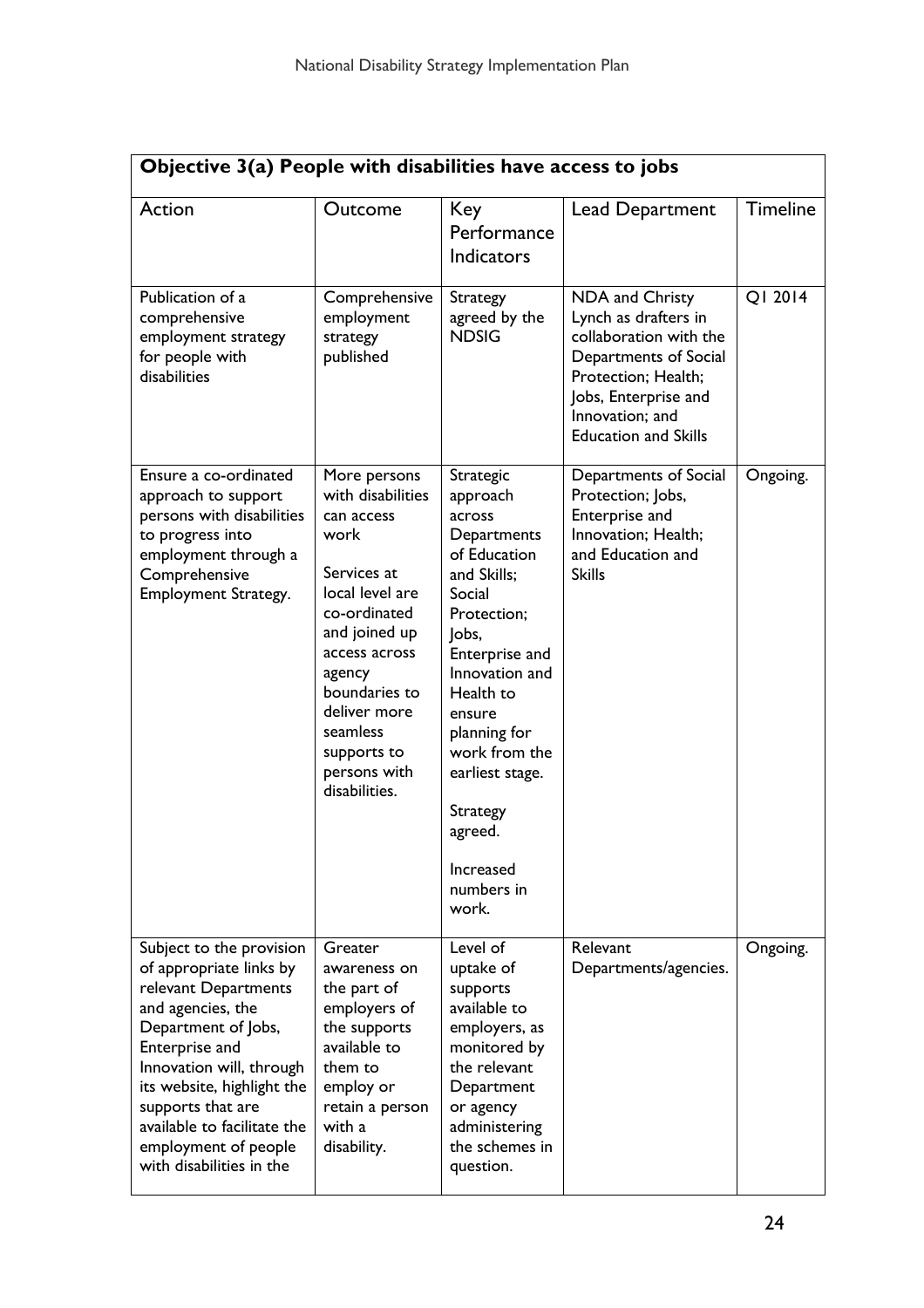| Objective 3(a) People with disabilities have access to jobs | | | | |
|---|---|---|---|---|
| Action | Outcome | Key Performance Indicators | Lead Department | Timeline |
| Publication of a comprehensive employment strategy for people with disabilities | Comprehensive employment strategy published | Strategy agreed by the NDSIG | NDA and Christy Lynch as drafters in collaboration with the Departments of Social Protection; Health; Jobs, Enterprise and Innovation; and Education and Skills | Q1 2014 |
| Ensure a co-ordinated approach to support persons with disabilities to progress into employment through a Comprehensive Employment Strategy. | More persons with disabilities can access work<br><br>Services at local level are co-ordinated and joined up access across agency boundaries to deliver more seamless supports to persons with disabilities. | Strategic approach across Departments of Education and Skills; Social Protection; Jobs, Enterprise and Innovation and Health to ensure planning for work from the earliest stage.<br><br>Strategy agreed.<br><br>Increased numbers in work. | Departments of Social Protection; Jobs, Enterprise and Innovation; Health; and Education and Skills | Ongoing. |
| Subject to the provision of appropriate links by relevant Departments and agencies, the Department of Jobs, Enterprise and Innovation will, through its website, highlight the supports that are available to facilitate the employment of people with disabilities in the | Greater awareness on the part of employers of the supports available to them to employ or retain a person with a disability. | Level of uptake of supports available to employers, as monitored by the relevant Department or agency administering the schemes in question. | Relevant Departments/agencies. | Ongoing. |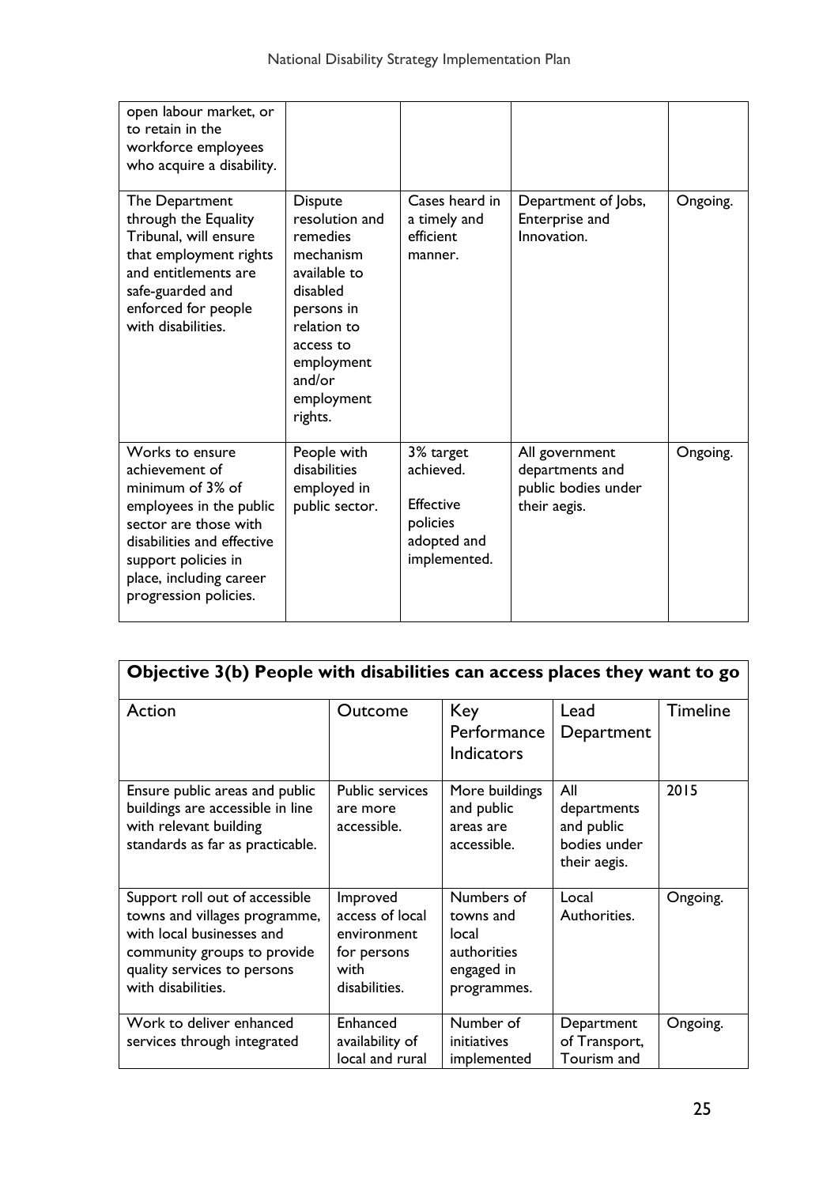| | | | | |
|---|---|---|---|---|
| open labour market, or to retain in the workforce employees who acquire a disability. | | | | |
| The Department through the Equality Tribunal, will ensure that employment rights and entitlements are safe-guarded and enforced for people with disabilities. | Dispute resolution and remedies mechanism available to disabled persons in relation to access to employment and/or employment rights. | Cases heard in a timely and efficient manner. | Department of Jobs, Enterprise and Innovation. | Ongoing. |
| Works to ensure achievement of minimum of 3% of employees in the public sector are those with disabilities and effective support policies in place, including career progression policies. | People with disabilities employed in public sector. | 3% target achieved. Effective policies adopted and implemented. | All government departments and public bodies under their aegis. | Ongoing. |

**Objective 3(b) People with disabilities can access places they want to go**

| Action | Outcome | Key Performance Indicators | Lead Department | Timeline |
|---|---|---|---|---|
| Ensure public areas and public buildings are accessible in line with relevant building standards as far as practicable. | Public services are more accessible. | More buildings and public areas are accessible. | All departments and public bodies under their aegis. | 2015 |
| Support roll out of accessible towns and villages programme, with local businesses and community groups to provide quality services to persons with disabilities. | Improved access of local environment for persons with disabilities. | Numbers of towns and local authorities engaged in programmes. | Local Authorities. | Ongoing. |
| Work to deliver enhanced services through integrated | Enhanced availability of local and rural | Number of initiatives implemented | Department of Transport, Tourism and | Ongoing. |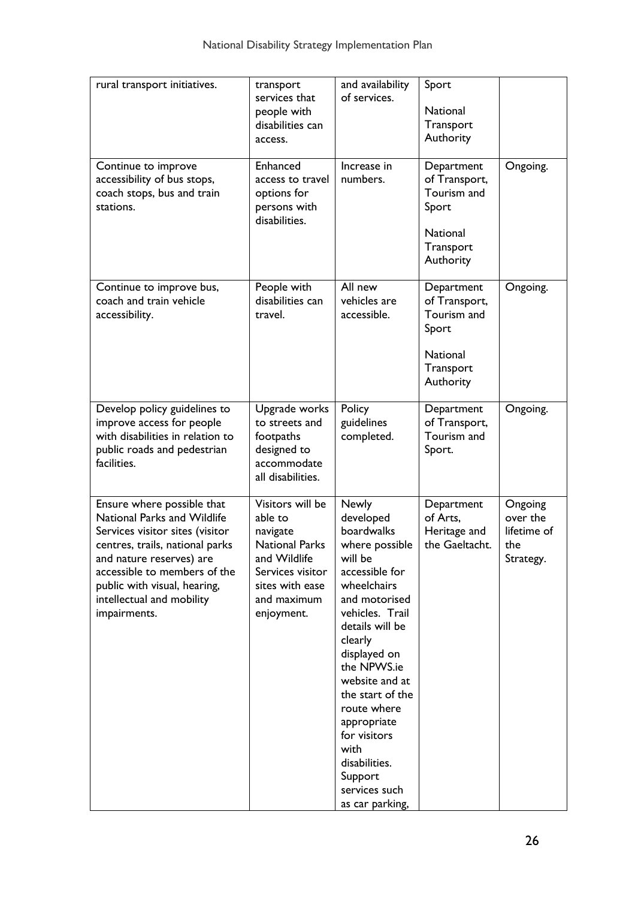| | | | | |
|---|---|---|---|---|
| rural transport initiatives. | transport services that people with disabilities can access. | and availability of services. | Sport<br><br>National Transport Authority | |
| Continue to improve accessibility of bus stops, coach stops, bus and train stations. | Enhanced access to travel options for persons with disabilities. | Increase in numbers. | Department of Transport, Tourism and Sport<br><br>National Transport Authority | Ongoing. |
| Continue to improve bus, coach and train vehicle accessibility. | People with disabilities can travel. | All new vehicles are accessible. | Department of Transport, Tourism and Sport<br><br>National Transport Authority | Ongoing. |
| Develop policy guidelines to improve access for people with disabilities in relation to public roads and pedestrian facilities. | Upgrade works to streets and footpaths designed to accommodate all disabilities. | Policy guidelines completed. | Department of Transport, Tourism and Sport. | Ongoing. |
| Ensure where possible that National Parks and Wildlife Services visitor sites (visitor centres, trails, national parks and nature reserves) are accessible to members of the public with visual, hearing, intellectual and mobility impairments. | Visitors will be able to navigate National Parks and Wildlife Services visitor sites with ease and maximum enjoyment. | Newly developed boardwalks where possible will be accessible for wheelchairs and motorised vehicles. Trail details will be clearly displayed on the NPWS.ie website and at the start of the route where appropriate for visitors with disabilities. Support services such as car parking, | Department of Arts, Heritage and the Gaeltacht. | Ongoing over the lifetime of the Strategy. |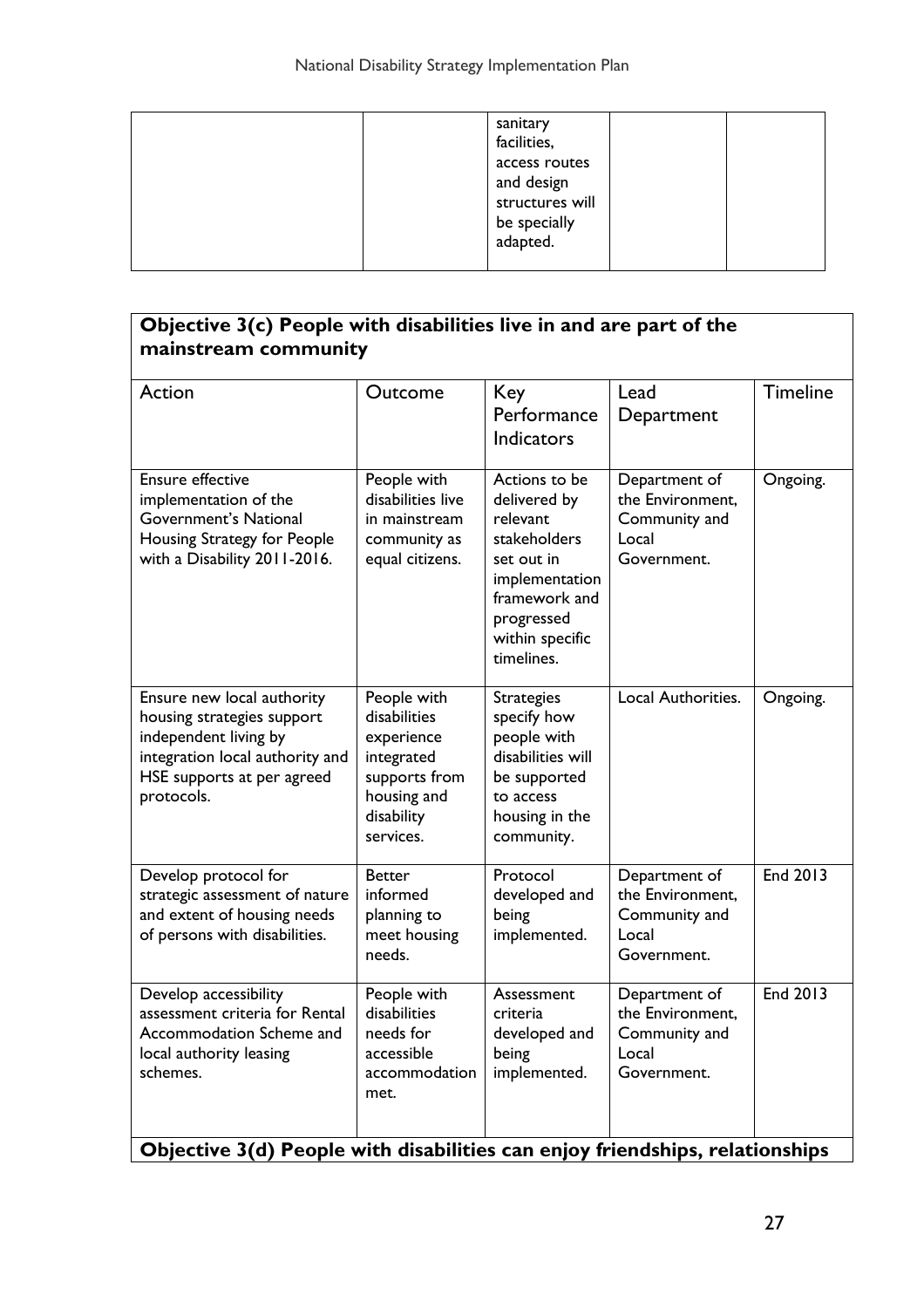| | | sanitary facilities, access routes and design structures will be specially adapted. | | |
|---|---|---|---|---|

**Objective 3(c) People with disabilities live in and are part of the mainstream community**

| Action | Outcome | Key Performance Indicators | Lead Department | Timeline |
|---|---|---|---|---|
| Ensure effective implementation of the Government's National Housing Strategy for People with a Disability 2011-2016. | People with disabilities live in mainstream community as equal citizens. | Actions to be delivered by relevant stakeholders set out in implementation framework and progressed within specific timelines. | Department of the Environment, Community and Local Government. | Ongoing. |
| Ensure new local authority housing strategies support independent living by integration local authority and HSE supports at per agreed protocols. | People with disabilities experience integrated supports from housing and disability services. | Strategies specify how people with disabilities will be supported to access housing in the community. | Local Authorities. | Ongoing. |
| Develop protocol for strategic assessment of nature and extent of housing needs of persons with disabilities. | Better informed planning to meet housing needs. | Protocol developed and being implemented. | Department of the Environment, Community and Local Government. | End 2013 |
| Develop accessibility assessment criteria for Rental Accommodation Scheme and local authority leasing schemes. | People with disabilities needs for accessible accommodation met. | Assessment criteria developed and being implemented. | Department of the Environment, Community and Local Government. | End 2013 |

**Objective 3(d) People with disabilities can enjoy friendships, relationships**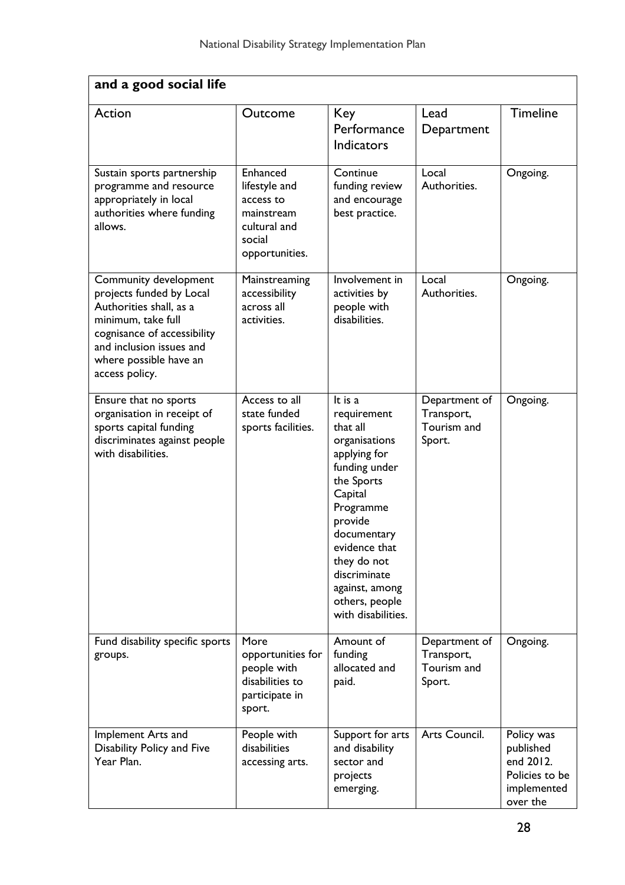| and a good social life | | | | |
|---|---|---|---|---|
| Action | Outcome | Key Performance Indicators | Lead Department | Timeline |
| Sustain sports partnership programme and resource appropriately in local authorities where funding allows. | Enhanced lifestyle and access to mainstream cultural and social opportunities. | Continue funding review and encourage best practice. | Local Authorities. | Ongoing. |
| Community development projects funded by Local Authorities shall, as a minimum, take full cognisance of accessibility and inclusion issues and where possible have an access policy. | Mainstreaming accessibility across all activities. | Involvement in activities by people with disabilities. | Local Authorities. | Ongoing. |
| Ensure that no sports organisation in receipt of sports capital funding discriminates against people with disabilities. | Access to all state funded sports facilities. | It is a requirement that all organisations applying for funding under the Sports Capital Programme provide documentary evidence that they do not discriminate against, among others, people with disabilities. | Department of Transport, Tourism and Sport. | Ongoing. |
| Fund disability specific sports groups. | More opportunities for people with disabilities to participate in sport. | Amount of funding allocated and paid. | Department of Transport, Tourism and Sport. | Ongoing. |
| Implement Arts and Disability Policy and Five Year Plan. | People with disabilities accessing arts. | Support for arts and disability sector and projects emerging. | Arts Council. | Policy was published end 2012. Policies to be implemented over the |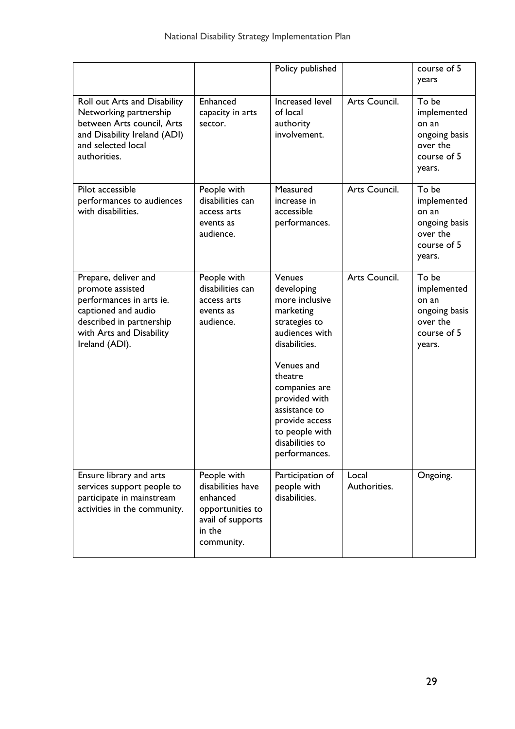| | | | | |
|---|---|---|---|---|
| | | Policy published | | course of 5 years |
| Roll out Arts and Disability Networking partnership between Arts council, Arts and Disability Ireland (ADI) and selected local authorities. | Enhanced capacity in arts sector. | Increased level of local authority involvement. | Arts Council. | To be implemented on an ongoing basis over the course of 5 years. |
| Pilot accessible performances to audiences with disabilities. | People with disabilities can access arts events as audience. | Measured increase in accessible performances. | Arts Council. | To be implemented on an ongoing basis over the course of 5 years. |
| Prepare, deliver and promote assisted performances in arts ie. captioned and audio described in partnership with Arts and Disability Ireland (ADI). | People with disabilities can access arts events as audience. | Venues developing more inclusive marketing strategies to audiences with disabilities.<br><br>Venues and theatre companies are provided with assistance to provide access to people with disabilities to performances. | Arts Council. | To be implemented on an ongoing basis over the course of 5 years. |
| Ensure library and arts services support people to participate in mainstream activities in the community. | People with disabilities have enhanced opportunities to avail of supports in the community. | Participation of people with disabilities. | Local Authorities. | Ongoing. |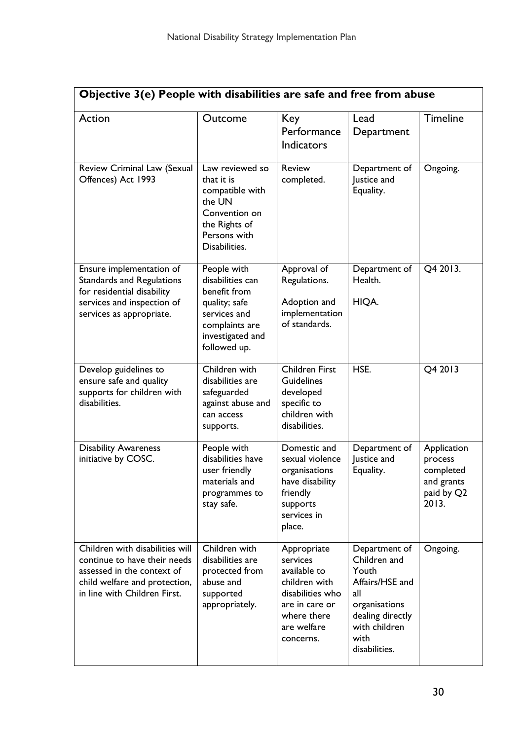| Objective 3(e) People with disabilities are safe and free from abuse | | | | |
|---|---|---|---|---|
| Action | Outcome | Key Performance Indicators | Lead Department | Timeline |
| Review Criminal Law (Sexual Offences) Act 1993 | Law reviewed so that it is compatible with the UN Convention on the Rights of Persons with Disabilities. | Review completed. | Department of Justice and Equality. | Ongoing. |
| Ensure implementation of Standards and Regulations for residential disability services and inspection of services as appropriate. | People with disabilities can benefit from quality; safe services and complaints are investigated and followed up. | Approval of Regulations.<br><br>Adoption and implementation of standards. | Department of Health.<br><br>HIQA. | Q4 2013. |
| Develop guidelines to ensure safe and quality supports for children with disabilities. | Children with disabilities are safeguarded against abuse and can access supports. | Children First Guidelines developed specific to children with disabilities. | HSE. | Q4 2013 |
| Disability Awareness initiative by COSC. | People with disabilities have user friendly materials and programmes to stay safe. | Domestic and sexual violence organisations have disability friendly supports services in place. | Department of Justice and Equality. | Application process completed and grants paid by Q2 2013. |
| Children with disabilities will continue to have their needs assessed in the context of child welfare and protection, in line with Children First. | Children with disabilities are protected from abuse and supported appropriately. | Appropriate services available to children with disabilities who are in care or where there are welfare concerns. | Department of Children and Youth Affairs/HSE and all organisations dealing directly with children with disabilities. | Ongoing. |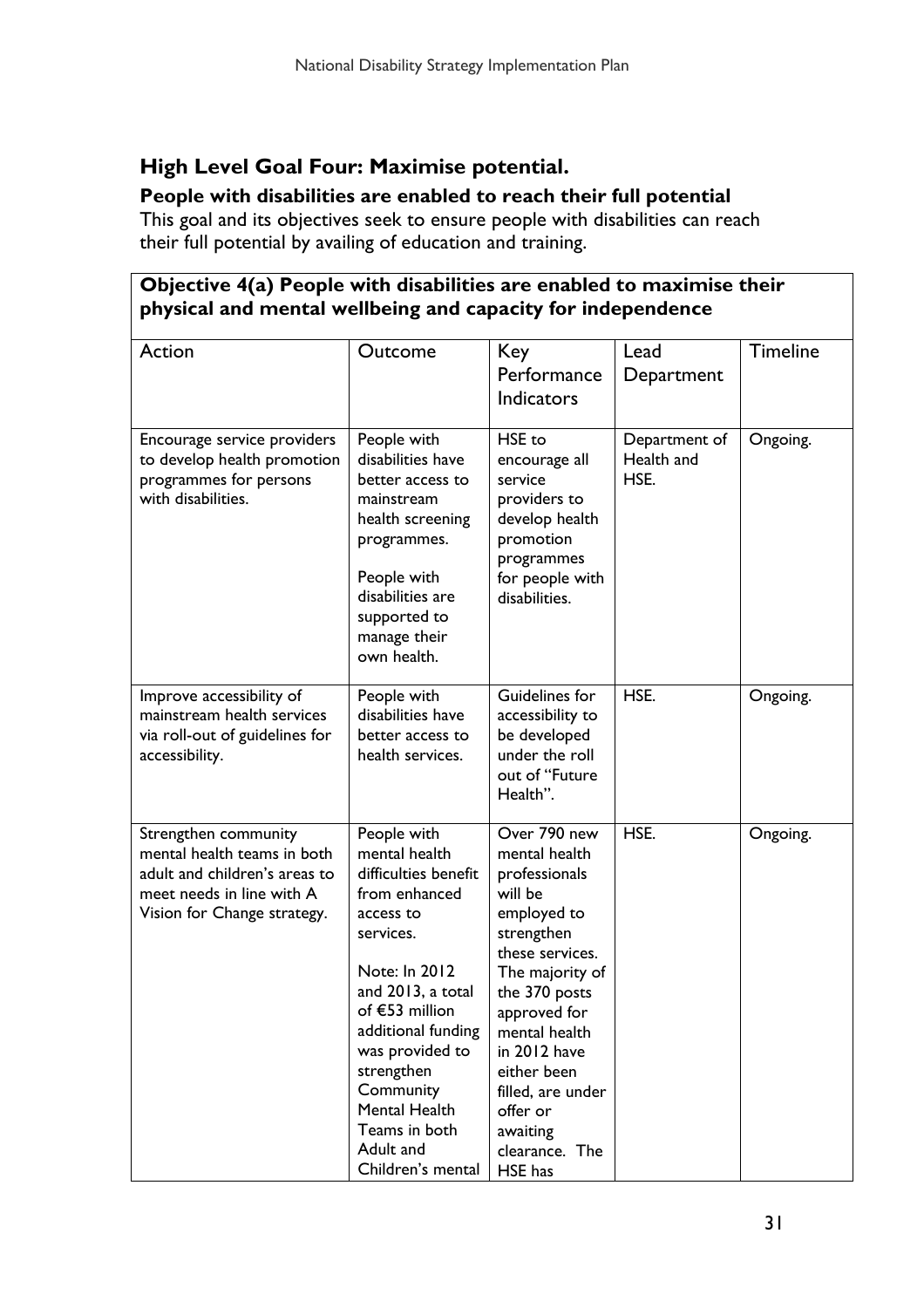## High Level Goal Four: Maximise potential.

### People with disabilities are enabled to reach their full potential

This goal and its objectives seek to ensure people with disabilities can reach their full potential by availing of education and training.

| **Objective 4(a) People with disabilities are enabled to maximise their physical and mental wellbeing and capacity for independence** | | | | |
|---|---|---|---|---|
| Action | Outcome | Key Performance Indicators | Lead Department | Timeline |
| Encourage service providers to develop health promotion programmes for persons with disabilities. | People with disabilities have better access to mainstream health screening programmes.<br><br>People with disabilities are supported to manage their own health. | HSE to encourage all service providers to develop health promotion programmes for people with disabilities. | Department of Health and HSE. | Ongoing. |
| Improve accessibility of mainstream health services via roll-out of guidelines for accessibility. | People with disabilities have better access to health services. | Guidelines for accessibility to be developed under the roll out of "Future Health". | HSE. | Ongoing. |
| Strengthen community mental health teams in both adult and children's areas to meet needs in line with A Vision for Change strategy. | People with mental health difficulties benefit from enhanced access to services.<br><br>Note: In 2012 and 2013, a total of €53 million additional funding was provided to strengthen Community Mental Health Teams in both Adult and Children's mental | Over 790 new mental health professionals will be employed to strengthen these services. The majority of the 370 posts approved for mental health in 2012 have either been filled, are under offer or awaiting clearance. The HSE has | HSE. | Ongoing. |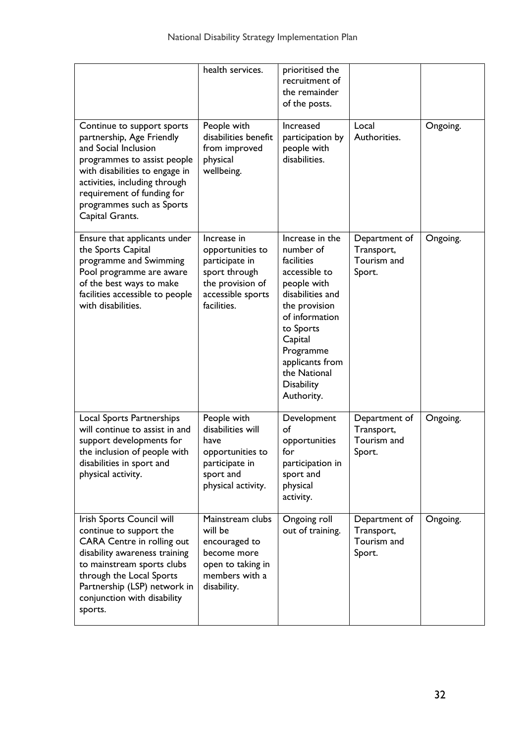| | | | | |
|---|---|---|---|---|
| | health services. | prioritised the recruitment of the remainder of the posts. | | |
| Continue to support sports partnership, Age Friendly and Social Inclusion programmes to assist people with disabilities to engage in activities, including through requirement of funding for programmes such as Sports Capital Grants. | People with disabilities benefit from improved physical wellbeing. | Increased participation by people with disabilities. | Local Authorities. | Ongoing. |
| Ensure that applicants under the Sports Capital programme and Swimming Pool programme are aware of the best ways to make facilities accessible to people with disabilities. | Increase in opportunities to participate in sport through the provision of accessible sports facilities. | Increase in the number of facilities accessible to people with disabilities and the provision of information to Sports Capital Programme applicants from the National Disability Authority. | Department of Transport, Tourism and Sport. | Ongoing. |
| Local Sports Partnerships will continue to assist in and support developments for the inclusion of people with disabilities in sport and physical activity. | People with disabilities will have opportunities to participate in sport and physical activity. | Development of opportunities for participation in sport and physical activity. | Department of Transport, Tourism and Sport. | Ongoing. |
| Irish Sports Council will continue to support the CARA Centre in rolling out disability awareness training to mainstream sports clubs through the Local Sports Partnership (LSP) network in conjunction with disability sports. | Mainstream clubs will be encouraged to become more open to taking in members with a disability. | Ongoing roll out of training. | Department of Transport, Tourism and Sport. | Ongoing. |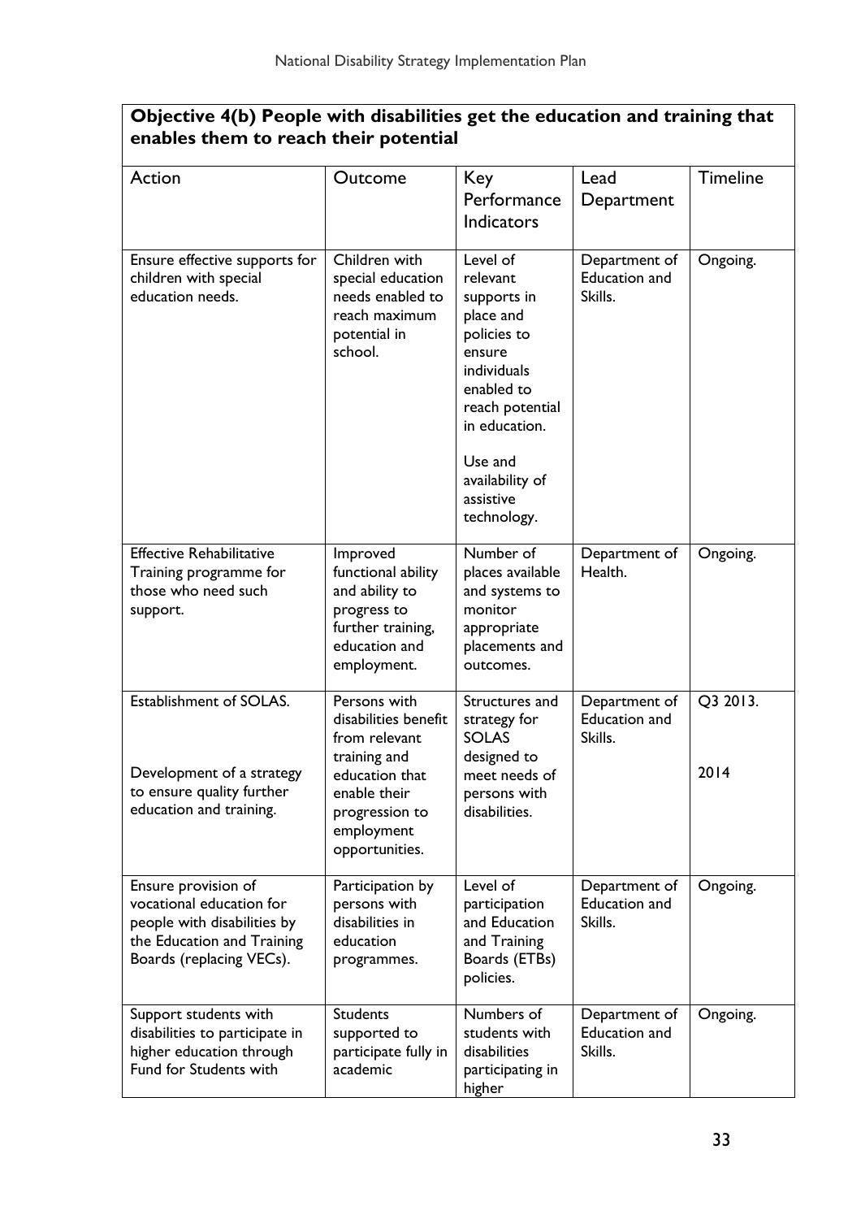| Objective 4(b) People with disabilities get the education and training that enables them to reach their potential | | | | |
|---|---|---|---|---|
| Action | Outcome | Key Performance Indicators | Lead Department | Timeline |
| Ensure effective supports for children with special education needs. | Children with special education needs enabled to reach maximum potential in school. | Level of relevant supports in place and policies to ensure individuals enabled to reach potential in education.<br><br>Use and availability of assistive technology. | Department of Education and Skills. | Ongoing. |
| Effective Rehabilitative Training programme for those who need such support. | Improved functional ability and ability to progress to further training, education and employment. | Number of places available and systems to monitor appropriate placements and outcomes. | Department of Health. | Ongoing. |
| Establishment of SOLAS.<br><br>Development of a strategy to ensure quality further education and training. | Persons with disabilities benefit from relevant training and education that enable their progression to employment opportunities. | Structures and strategy for SOLAS designed to meet needs of persons with disabilities. | Department of Education and Skills. | Q3 2013.<br><br>2014 |
| Ensure provision of vocational education for people with disabilities by the Education and Training Boards (replacing VECs). | Participation by persons with disabilities in education programmes. | Level of participation and Education and Training Boards (ETBs) policies. | Department of Education and Skills. | Ongoing. |
| Support students with disabilities to participate in higher education through Fund for Students with | Students supported to participate fully in academic | Numbers of students with disabilities participating in higher | Department of Education and Skills. | Ongoing. |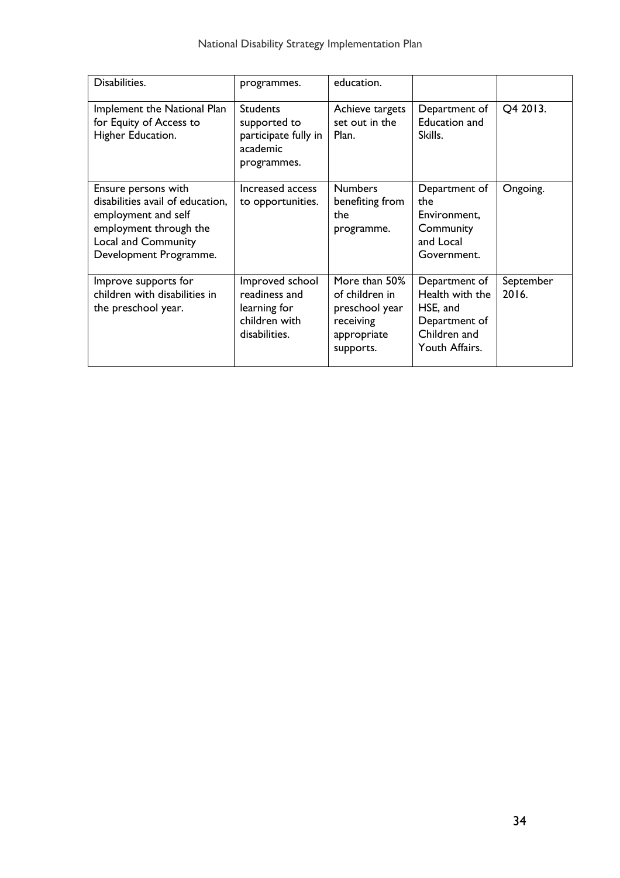| | | | | |
|---|---|---|---|---|
| Disabilities. | programmes. | education. | | |
| Implement the National Plan for Equity of Access to Higher Education. | Students supported to participate fully in academic programmes. | Achieve targets set out in the Plan. | Department of Education and Skills. | Q4 2013. |
| Ensure persons with disabilities avail of education, employment and self employment through the Local and Community Development Programme. | Increased access to opportunities. | Numbers benefiting from the programme. | Department of the Environment, Community and Local Government. | Ongoing. |
| Improve supports for children with disabilities in the preschool year. | Improved school readiness and learning for children with disabilities. | More than 50% of children in preschool year receiving appropriate supports. | Department of Health with the HSE, and Department of Children and Youth Affairs. | September 2016. |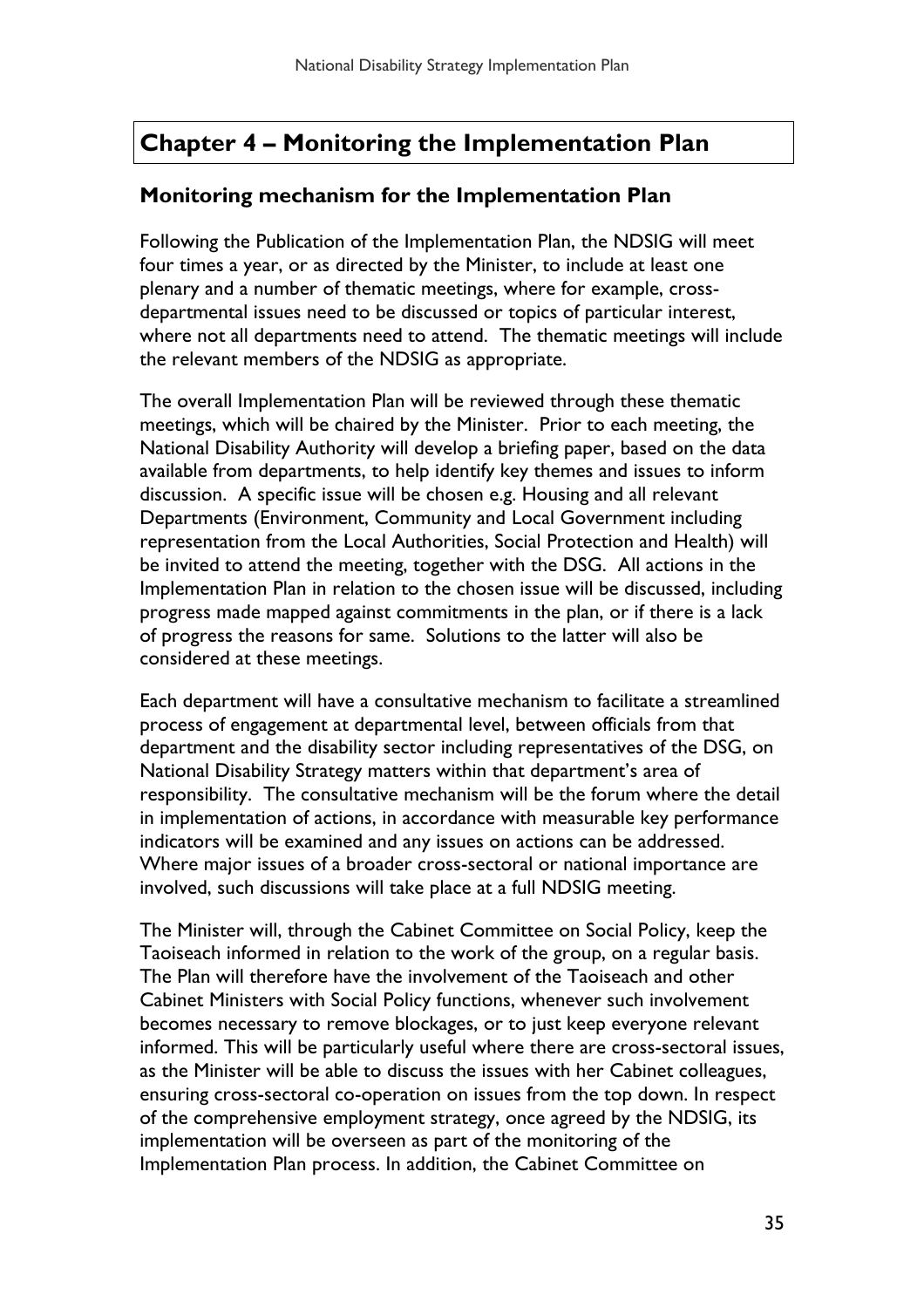# Chapter 4 – Monitoring the Implementation Plan

## Monitoring mechanism for the Implementation Plan

Following the Publication of the Implementation Plan, the NDSIG will meet four times a year, or as directed by the Minister, to include at least one plenary and a number of thematic meetings, where for example, cross-departmental issues need to be discussed or topics of particular interest, where not all departments need to attend. The thematic meetings will include the relevant members of the NDSIG as appropriate.

The overall Implementation Plan will be reviewed through these thematic meetings, which will be chaired by the Minister. Prior to each meeting, the National Disability Authority will develop a briefing paper, based on the data available from departments, to help identify key themes and issues to inform discussion. A specific issue will be chosen e.g. Housing and all relevant Departments (Environment, Community and Local Government including representation from the Local Authorities, Social Protection and Health) will be invited to attend the meeting, together with the DSG. All actions in the Implementation Plan in relation to the chosen issue will be discussed, including progress made mapped against commitments in the plan, or if there is a lack of progress the reasons for same. Solutions to the latter will also be considered at these meetings.

Each department will have a consultative mechanism to facilitate a streamlined process of engagement at departmental level, between officials from that department and the disability sector including representatives of the DSG, on National Disability Strategy matters within that department's area of responsibility. The consultative mechanism will be the forum where the detail in implementation of actions, in accordance with measurable key performance indicators will be examined and any issues on actions can be addressed. Where major issues of a broader cross-sectoral or national importance are involved, such discussions will take place at a full NDSIG meeting.

The Minister will, through the Cabinet Committee on Social Policy, keep the Taoiseach informed in relation to the work of the group, on a regular basis. The Plan will therefore have the involvement of the Taoiseach and other Cabinet Ministers with Social Policy functions, whenever such involvement becomes necessary to remove blockages, or to just keep everyone relevant informed. This will be particularly useful where there are cross-sectoral issues, as the Minister will be able to discuss the issues with her Cabinet colleagues, ensuring cross-sectoral co-operation on issues from the top down. In respect of the comprehensive employment strategy, once agreed by the NDSIG, its implementation will be overseen as part of the monitoring of the Implementation Plan process. In addition, the Cabinet Committee on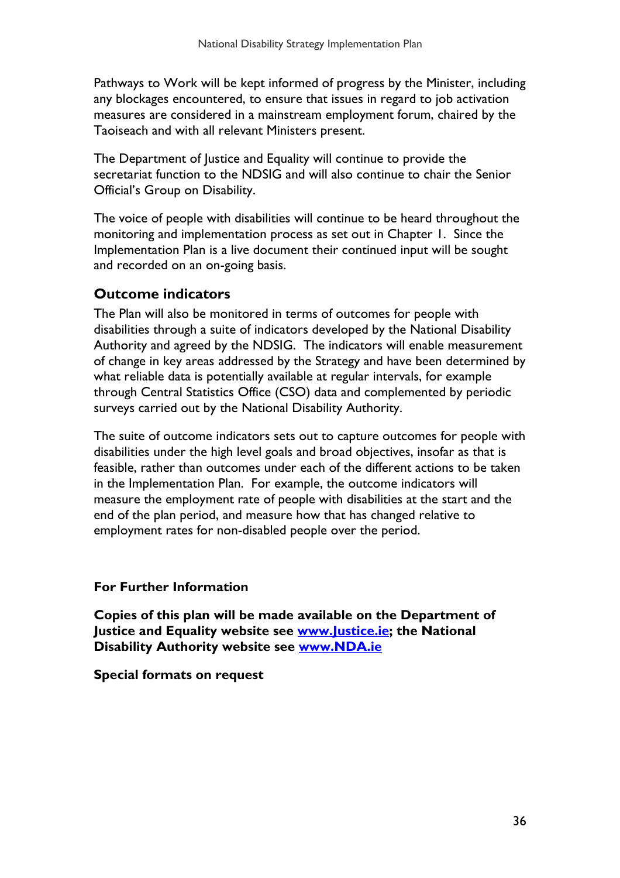Pathways to Work will be kept informed of progress by the Minister, including any blockages encountered, to ensure that issues in regard to job activation measures are considered in a mainstream employment forum, chaired by the Taoiseach and with all relevant Ministers present.

The Department of Justice and Equality will continue to provide the secretariat function to the NDSIG and will also continue to chair the Senior Official's Group on Disability.

The voice of people with disabilities will continue to be heard throughout the monitoring and implementation process as set out in Chapter 1. Since the Implementation Plan is a live document their continued input will be sought and recorded on an on-going basis.

## Outcome indicators

The Plan will also be monitored in terms of outcomes for people with disabilities through a suite of indicators developed by the National Disability Authority and agreed by the NDSIG. The indicators will enable measurement of change in key areas addressed by the Strategy and have been determined by what reliable data is potentially available at regular intervals, for example through Central Statistics Office (CSO) data and complemented by periodic surveys carried out by the National Disability Authority.

The suite of outcome indicators sets out to capture outcomes for people with disabilities under the high level goals and broad objectives, insofar as that is feasible, rather than outcomes under each of the different actions to be taken in the Implementation Plan. For example, the outcome indicators will measure the employment rate of people with disabilities at the start and the end of the plan period, and measure how that has changed relative to employment rates for non-disabled people over the period.

**For Further Information**

**Copies of this plan will be made available on the Department of Justice and Equality website see [www.Justice.ie](http://www.Justice.ie); the National Disability Authority website see [www.NDA.ie](http://www.NDA.ie)**

**Special formats on request**